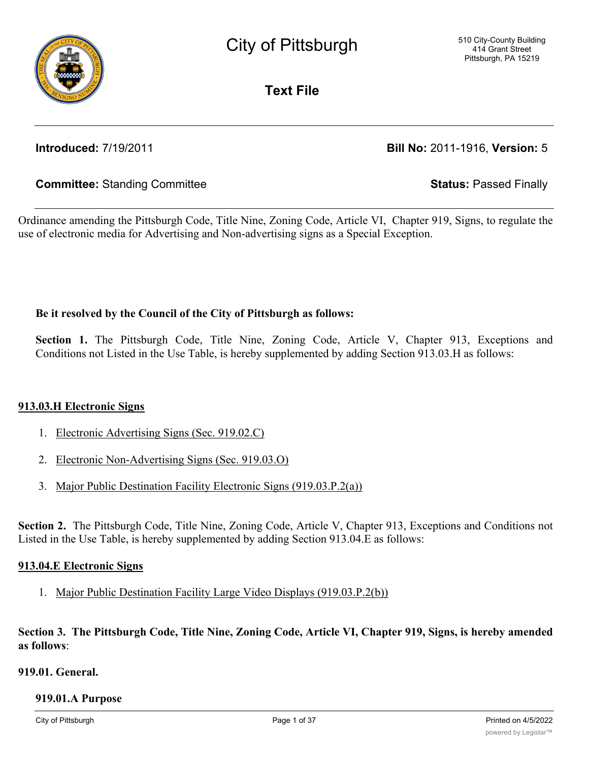# City of Pittsburgh

510 City-County Building
414 Grant Street
Pittsburgh, PA 15219

## Text File

**Introduced:** 7/19/2011 **Bill No:** 2011-1916, **Version:** 5

**Committee:** Standing Committee **Status:** Passed Finally

Ordinance amending the Pittsburgh Code, Title Nine, Zoning Code, Article VI, Chapter 919, Signs, to regulate the use of electronic media for Advertising and Non-advertising signs as a Special Exception.

**Be it resolved by the Council of the City of Pittsburgh as follows:**

**Section 1.** The Pittsburgh Code, Title Nine, Zoning Code, Article V, Chapter 913, Exceptions and Conditions not Listed in the Use Table, is hereby supplemented by adding Section 913.03.H as follows:

<u>**913.03.H Electronic Signs**</u>

1. <u>Electronic Advertising Signs (Sec. 919.02.C)</u>
2. <u>Electronic Non-Advertising Signs (Sec. 919.03.O)</u>
3. <u>Major Public Destination Facility Electronic Signs (919.03.P.2(a))</u>

**Section 2.** The Pittsburgh Code, Title Nine, Zoning Code, Article V, Chapter 913, Exceptions and Conditions not Listed in the Use Table, is hereby supplemented by adding Section 913.04.E as follows:

<u>**913.04.E Electronic Signs**</u>

1. <u>Major Public Destination Facility Large Video Displays (919.03.P.2(b))</u>

**Section 3. The Pittsburgh Code, Title Nine, Zoning Code, Article VI, Chapter 919, Signs, is hereby amended as follows**:

**919.01. General.**

**919.01.A Purpose**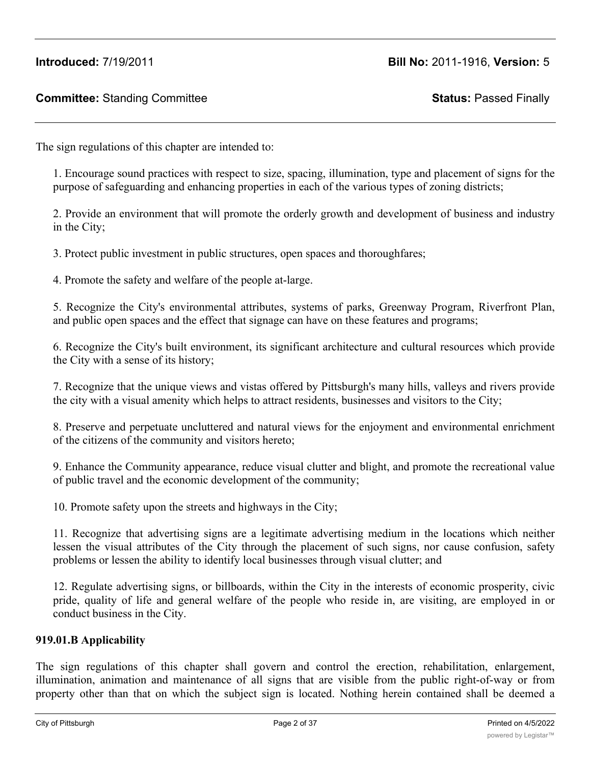**Introduced:** 7/19/2011 **Bill No:** 2011-1916, **Version:** 5

**Committee:** Standing Committee **Status:** Passed Finally

The sign regulations of this chapter are intended to:

1. Encourage sound practices with respect to size, spacing, illumination, type and placement of signs for the purpose of safeguarding and enhancing properties in each of the various types of zoning districts;

2. Provide an environment that will promote the orderly growth and development of business and industry in the City;

3. Protect public investment in public structures, open spaces and thoroughfares;

4. Promote the safety and welfare of the people at-large.

5. Recognize the City's environmental attributes, systems of parks, Greenway Program, Riverfront Plan, and public open spaces and the effect that signage can have on these features and programs;

6. Recognize the City's built environment, its significant architecture and cultural resources which provide the City with a sense of its history;

7. Recognize that the unique views and vistas offered by Pittsburgh's many hills, valleys and rivers provide the city with a visual amenity which helps to attract residents, businesses and visitors to the City;

8. Preserve and perpetuate uncluttered and natural views for the enjoyment and environmental enrichment of the citizens of the community and visitors hereto;

9. Enhance the Community appearance, reduce visual clutter and blight, and promote the recreational value of public travel and the economic development of the community;

10. Promote safety upon the streets and highways in the City;

11. Recognize that advertising signs are a legitimate advertising medium in the locations which neither lessen the visual attributes of the City through the placement of such signs, nor cause confusion, safety problems or lessen the ability to identify local businesses through visual clutter; and

12. Regulate advertising signs, or billboards, within the City in the interests of economic prosperity, civic pride, quality of life and general welfare of the people who reside in, are visiting, are employed in or conduct business in the City.

**919.01.B Applicability**

The sign regulations of this chapter shall govern and control the erection, rehabilitation, enlargement, illumination, animation and maintenance of all signs that are visible from the public right-of-way or from property other than that on which the subject sign is located. Nothing herein contained shall be deemed a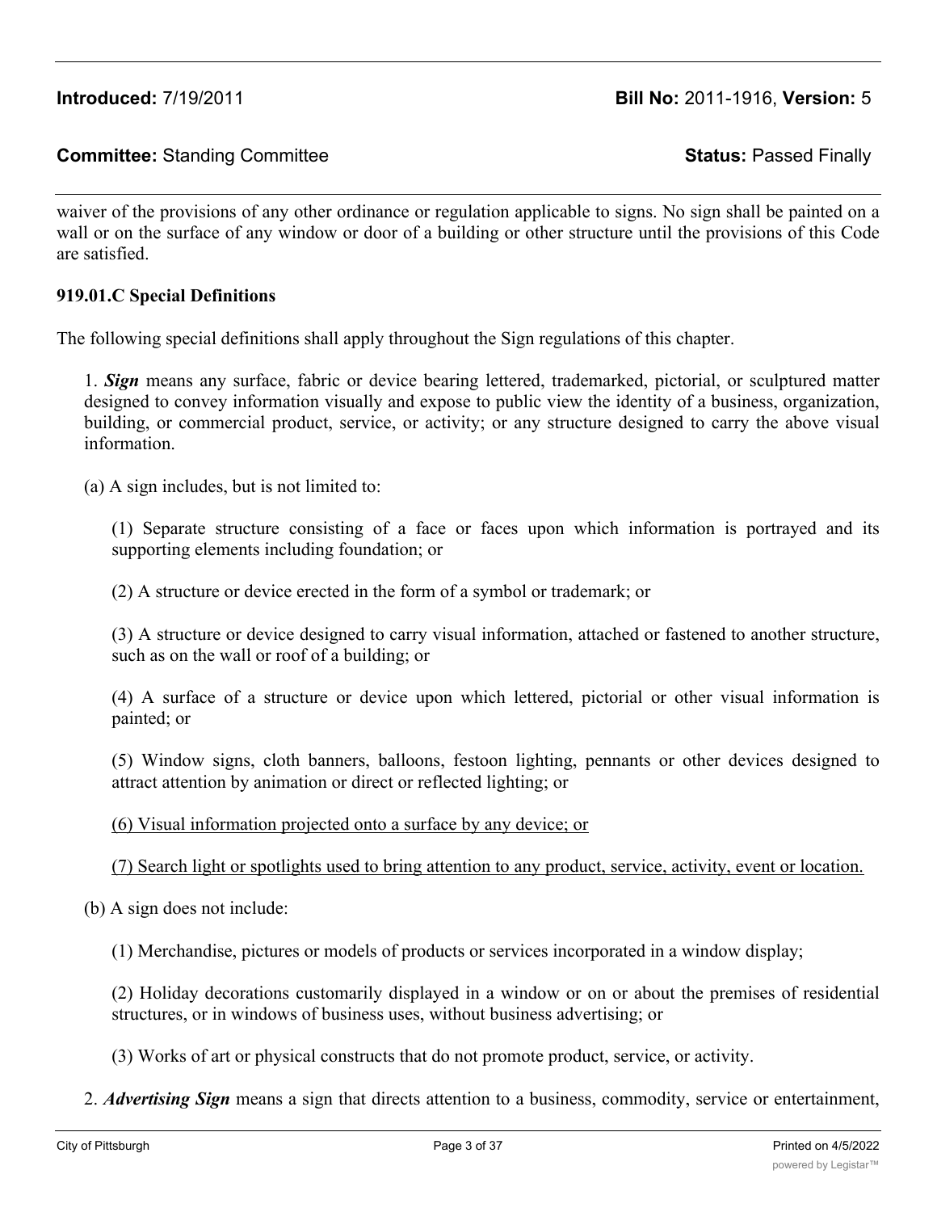waiver of the provisions of any other ordinance or regulation applicable to signs. No sign shall be painted on a wall or on the surface of any window or door of a building or other structure until the provisions of this Code are satisfied.

**919.01.C Special Definitions**

The following special definitions shall apply throughout the Sign regulations of this chapter.

1. ***Sign*** means any surface, fabric or device bearing lettered, trademarked, pictorial, or sculptured matter designed to convey information visually and expose to public view the identity of a business, organization, building, or commercial product, service, or activity; or any structure designed to carry the above visual information.

(a) A sign includes, but is not limited to:

(1) Separate structure consisting of a face or faces upon which information is portrayed and its supporting elements including foundation; or

(2) A structure or device erected in the form of a symbol or trademark; or

(3) A structure or device designed to carry visual information, attached or fastened to another structure, such as on the wall or roof of a building; or

(4) A surface of a structure or device upon which lettered, pictorial or other visual information is painted; or

(5) Window signs, cloth banners, balloons, festoon lighting, pennants or other devices designed to attract attention by animation or direct or reflected lighting; or

<u>(6) Visual information projected onto a surface by any device; or</u>

<u>(7) Search light or spotlights used to bring attention to any product, service, activity, event or location.</u>

(b) A sign does not include:

(1) Merchandise, pictures or models of products or services incorporated in a window display;

(2) Holiday decorations customarily displayed in a window or on or about the premises of residential structures, or in windows of business uses, without business advertising; or

(3) Works of art or physical constructs that do not promote product, service, or activity.

2. ***Advertising Sign*** means a sign that directs attention to a business, commodity, service or entertainment,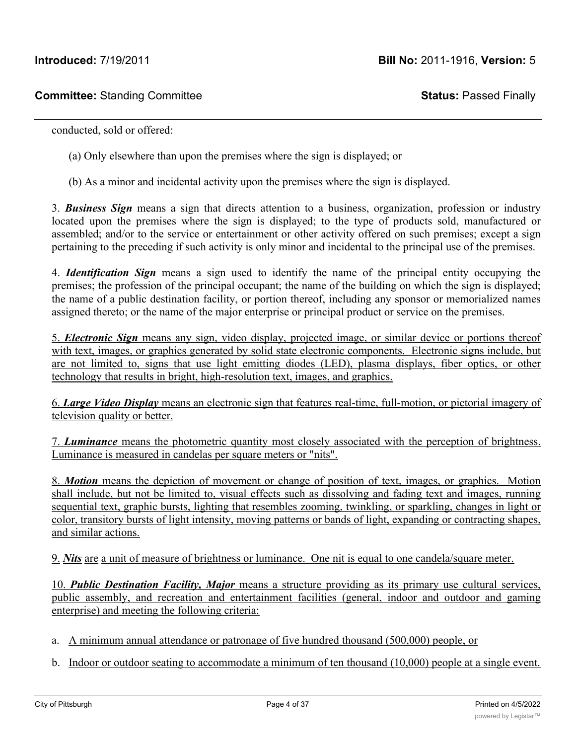conducted, sold or offered:

(a) Only elsewhere than upon the premises where the sign is displayed; or

(b) As a minor and incidental activity upon the premises where the sign is displayed.

3. ***Business Sign*** means a sign that directs attention to a business, organization, profession or industry located upon the premises where the sign is displayed; to the type of products sold, manufactured or assembled; and/or to the service or entertainment or other activity offered on such premises; except a sign pertaining to the preceding if such activity is only minor and incidental to the principal use of the premises.

4. ***Identification Sign*** means a sign used to identify the name of the principal entity occupying the premises; the profession of the principal occupant; the name of the building on which the sign is displayed; the name of a public destination facility, or portion thereof, including any sponsor or memorialized names assigned thereto; or the name of the major enterprise or principal product or service on the premises.

5. ***Electronic Sign*** means any sign, video display, projected image, or similar device or portions thereof with text, images, or graphics generated by solid state electronic components. Electronic signs include, but are not limited to, signs that use light emitting diodes (LED), plasma displays, fiber optics, or other technology that results in bright, high-resolution text, images, and graphics.

6. ***Large Video Display*** means an electronic sign that features real-time, full-motion, or pictorial imagery of television quality or better.

7. ***Luminance*** means the photometric quantity most closely associated with the perception of brightness. Luminance is measured in candelas per square meters or "nits".

8. ***Motion*** means the depiction of movement or change of position of text, images, or graphics. Motion shall include, but not be limited to, visual effects such as dissolving and fading text and images, running sequential text, graphic bursts, lighting that resembles zooming, twinkling, or sparkling, changes in light or color, transitory bursts of light intensity, moving patterns or bands of light, expanding or contracting shapes, and similar actions.

9. ***Nits*** are a unit of measure of brightness or luminance. One nit is equal to one candela/square meter.

10. ***Public Destination Facility, Major*** means a structure providing as its primary use cultural services, public assembly, and recreation and entertainment facilities (general, indoor and outdoor and gaming enterprise) and meeting the following criteria:

a. A minimum annual attendance or patronage of five hundred thousand (500,000) people, or

b. Indoor or outdoor seating to accommodate a minimum of ten thousand (10,000) people at a single event.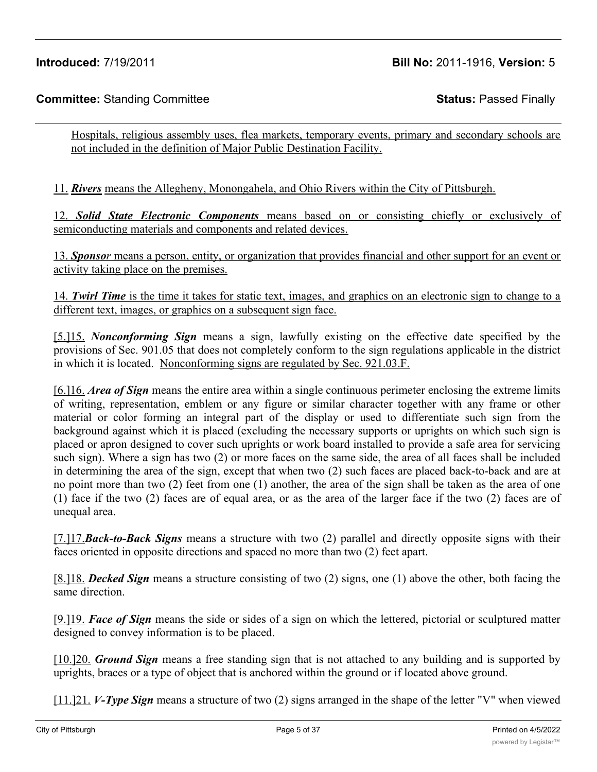Hospitals, religious assembly uses, flea markets, temporary events, primary and secondary schools are not included in the definition of Major Public Destination Facility.

11. ***Rivers*** means the Allegheny, Monongahela, and Ohio Rivers within the City of Pittsburgh.

12. ***Solid State Electronic Components*** means based on or consisting chiefly or exclusively of semiconducting materials and components and related devices.

13. ***Sponsor*** means a person, entity, or organization that provides financial and other support for an event or activity taking place on the premises.

14. ***Twirl Time*** is the time it takes for static text, images, and graphics on an electronic sign to change to a different text, images, or graphics on a subsequent sign face.

[5.]15. ***Nonconforming Sign*** means a sign, lawfully existing on the effective date specified by the provisions of Sec. 901.05 that does not completely conform to the sign regulations applicable in the district in which it is located. Nonconforming signs are regulated by Sec. 921.03.F.

[6.]16. ***Area of Sign*** means the entire area within a single continuous perimeter enclosing the extreme limits of writing, representation, emblem or any figure or similar character together with any frame or other material or color forming an integral part of the display or used to differentiate such sign from the background against which it is placed (excluding the necessary supports or uprights on which such sign is placed or apron designed to cover such uprights or work board installed to provide a safe area for servicing such sign). Where a sign has two (2) or more faces on the same side, the area of all faces shall be included in determining the area of the sign, except that when two (2) such faces are placed back-to-back and are at no point more than two (2) feet from one (1) another, the area of the sign shall be taken as the area of one (1) face if the two (2) faces are of equal area, or as the area of the larger face if the two (2) faces are of unequal area.

[7.]17.***Back-to-Back Signs*** means a structure with two (2) parallel and directly opposite signs with their faces oriented in opposite directions and spaced no more than two (2) feet apart.

[8.]18. ***Decked Sign*** means a structure consisting of two (2) signs, one (1) above the other, both facing the same direction.

[9.]19. ***Face of Sign*** means the side or sides of a sign on which the lettered, pictorial or sculptured matter designed to convey information is to be placed.

[10.]20. ***Ground Sign*** means a free standing sign that is not attached to any building and is supported by uprights, braces or a type of object that is anchored within the ground or if located above ground.

[11.]21. ***V-Type Sign*** means a structure of two (2) signs arranged in the shape of the letter "V" when viewed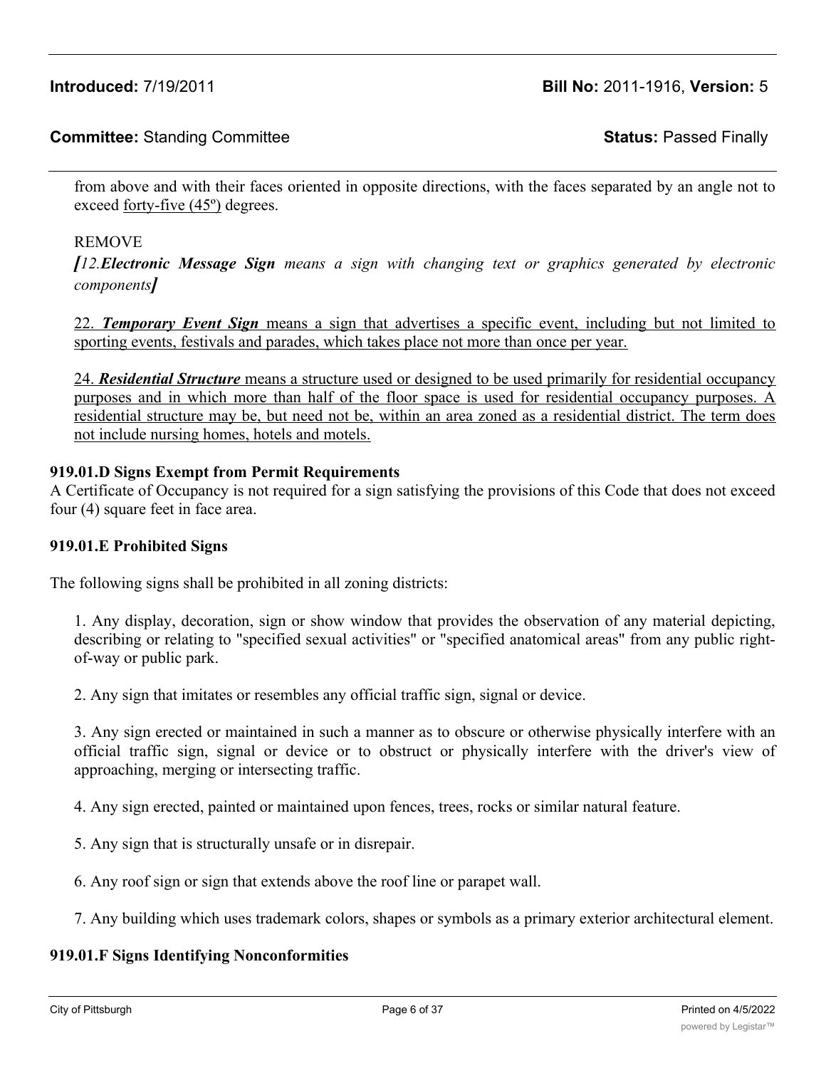from above and with their faces oriented in opposite directions, with the faces separated by an angle not to exceed <u>forty-five (45º)</u> degrees.

REMOVE

***[****12.****Electronic Message Sign*** *means a sign with changing text or graphics generated by electronic components****]***

<u>22. ***Temporary Event Sign*** means a sign that advertises a specific event, including but not limited to sporting events, festivals and parades, which takes place not more than once per year.</u>

<u>24. ***Residential Structure*** means a structure used or designed to be used primarily for residential occupancy purposes and in which more than half of the floor space is used for residential occupancy purposes. A residential structure may be, but need not be, within an area zoned as a residential district. The term does not include nursing homes, hotels and motels.</u>

**919.01.D Signs Exempt from Permit Requirements**

A Certificate of Occupancy is not required for a sign satisfying the provisions of this Code that does not exceed four (4) square feet in face area.

**919.01.E Prohibited Signs**

The following signs shall be prohibited in all zoning districts:

1. Any display, decoration, sign or show window that provides the observation of any material depicting, describing or relating to "specified sexual activities" or "specified anatomical areas" from any public right-of-way or public park.

2. Any sign that imitates or resembles any official traffic sign, signal or device.

3. Any sign erected or maintained in such a manner as to obscure or otherwise physically interfere with an official traffic sign, signal or device or to obstruct or physically interfere with the driver's view of approaching, merging or intersecting traffic.

4. Any sign erected, painted or maintained upon fences, trees, rocks or similar natural feature.

5. Any sign that is structurally unsafe or in disrepair.

6. Any roof sign or sign that extends above the roof line or parapet wall.

7. Any building which uses trademark colors, shapes or symbols as a primary exterior architectural element.

**919.01.F Signs Identifying Nonconformities**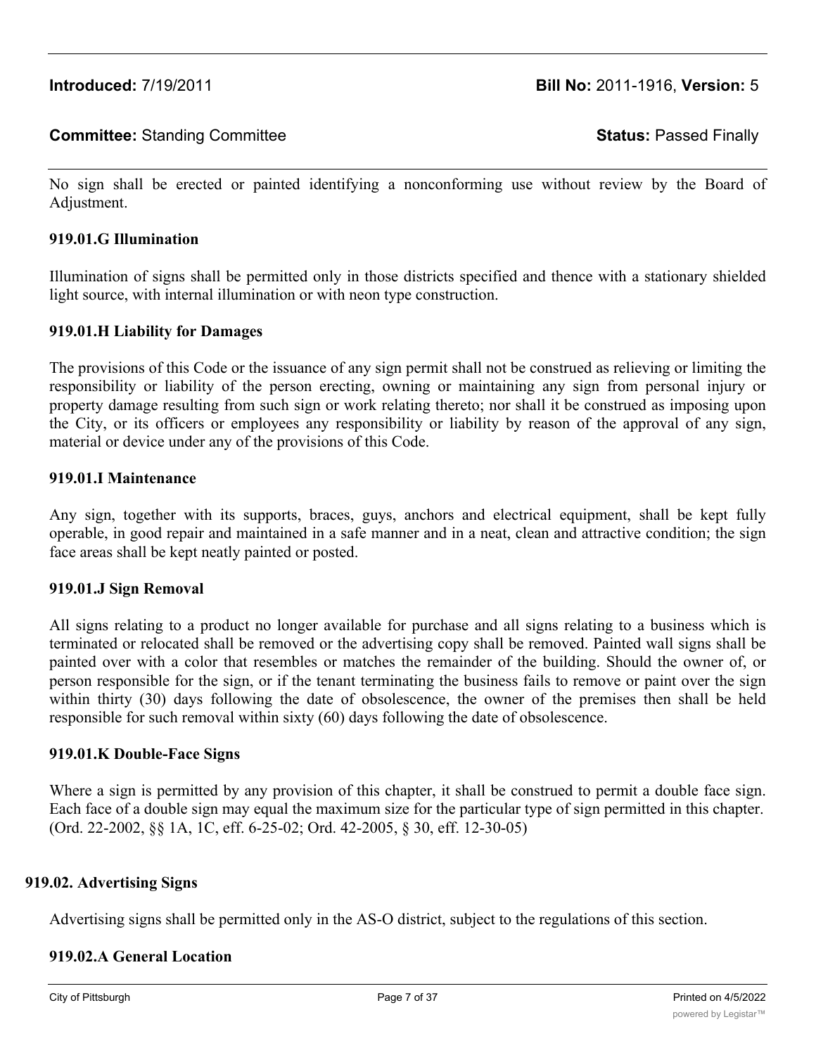No sign shall be erected or painted identifying a nonconforming use without review by the Board of Adjustment.

**919.01.G Illumination**

Illumination of signs shall be permitted only in those districts specified and thence with a stationary shielded light source, with internal illumination or with neon type construction.

**919.01.H Liability for Damages**

The provisions of this Code or the issuance of any sign permit shall not be construed as relieving or limiting the responsibility or liability of the person erecting, owning or maintaining any sign from personal injury or property damage resulting from such sign or work relating thereto; nor shall it be construed as imposing upon the City, or its officers or employees any responsibility or liability by reason of the approval of any sign, material or device under any of the provisions of this Code.

**919.01.I Maintenance**

Any sign, together with its supports, braces, guys, anchors and electrical equipment, shall be kept fully operable, in good repair and maintained in a safe manner and in a neat, clean and attractive condition; the sign face areas shall be kept neatly painted or posted.

**919.01.J Sign Removal**

All signs relating to a product no longer available for purchase and all signs relating to a business which is terminated or relocated shall be removed or the advertising copy shall be removed. Painted wall signs shall be painted over with a color that resembles or matches the remainder of the building. Should the owner of, or person responsible for the sign, or if the tenant terminating the business fails to remove or paint over the sign within thirty (30) days following the date of obsolescence, the owner of the premises then shall be held responsible for such removal within sixty (60) days following the date of obsolescence.

**919.01.K Double-Face Signs**

Where a sign is permitted by any provision of this chapter, it shall be construed to permit a double face sign. Each face of a double sign may equal the maximum size for the particular type of sign permitted in this chapter. (Ord. 22-2002, §§ 1A, 1C, eff. 6-25-02; Ord. 42-2005, § 30, eff. 12-30-05)

**919.02. Advertising Signs**

Advertising signs shall be permitted only in the AS-O district, subject to the regulations of this section.

**919.02.A General Location**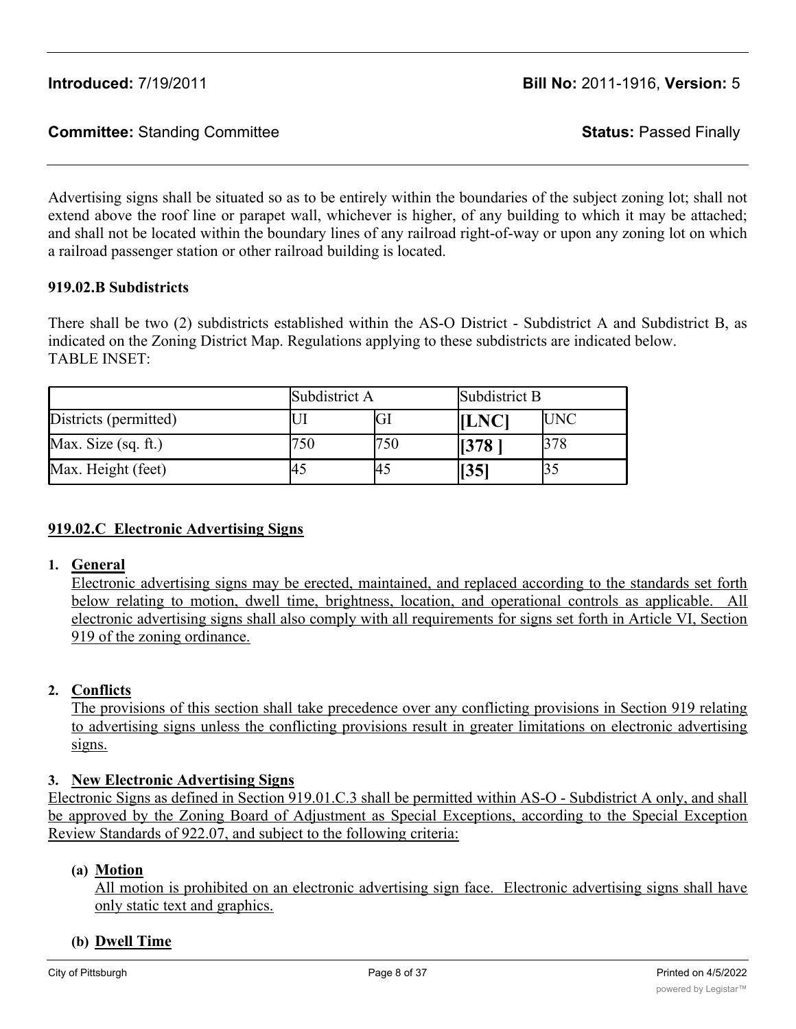Advertising signs shall be situated so as to be entirely within the boundaries of the subject zoning lot; shall not extend above the roof line or parapet wall, whichever is higher, of any building to which it may be attached; and shall not be located within the boundary lines of any railroad right-of-way or upon any zoning lot on which a railroad passenger station or other railroad building is located.

**919.02.B Subdistricts**

There shall be two (2) subdistricts established within the AS-O District - Subdistrict A and Subdistrict B, as indicated on the Zoning District Map. Regulations applying to these subdistricts are indicated below.
TABLE INSET:

| | Subdistrict A | | Subdistrict B | |
|---|---|---|---|---|
| Districts (permitted) | UI | GI | **[LNC]** | UNC |
| Max. Size (sq. ft.) | 750 | 750 | **[378 ]** | 378 |
| Max. Height (feet) | 45 | 45 | **[35]** | 35 |

**919.02.C Electronic Advertising Signs**

**1. General**
Electronic advertising signs may be erected, maintained, and replaced according to the standards set forth below relating to motion, dwell time, brightness, location, and operational controls as applicable. All electronic advertising signs shall also comply with all requirements for signs set forth in Article VI, Section 919 of the zoning ordinance.

**2. Conflicts**
The provisions of this section shall take precedence over any conflicting provisions in Section 919 relating to advertising signs unless the conflicting provisions result in greater limitations on electronic advertising signs.

**3. New Electronic Advertising Signs**
Electronic Signs as defined in Section 919.01.C.3 shall be permitted within AS-O - Subdistrict A only, and shall be approved by the Zoning Board of Adjustment as Special Exceptions, according to the Special Exception Review Standards of 922.07, and subject to the following criteria:

**(a) Motion**
All motion is prohibited on an electronic advertising sign face. Electronic advertising signs shall have only static text and graphics.

**(b) Dwell Time**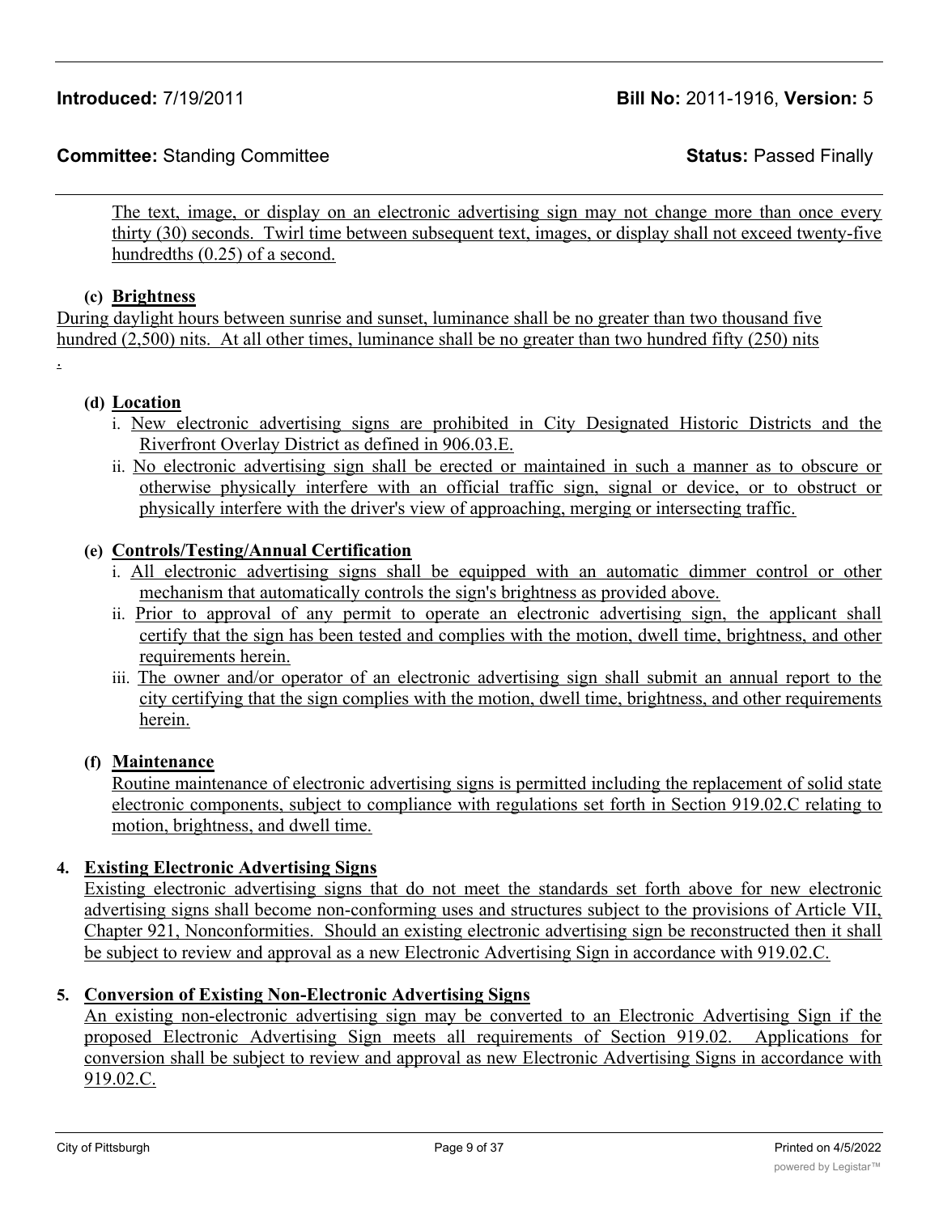The text, image, or display on an electronic advertising sign may not change more than once every thirty (30) seconds. Twirl time between subsequent text, images, or display shall not exceed twenty-five hundredths (0.25) of a second.

**(c) Brightness**

During daylight hours between sunrise and sunset, luminance shall be no greater than two thousand five hundred (2,500) nits. At all other times, luminance shall be no greater than two hundred fifty (250) nits .

**(d) Location**

i. New electronic advertising signs are prohibited in City Designated Historic Districts and the Riverfront Overlay District as defined in 906.03.E.

ii. No electronic advertising sign shall be erected or maintained in such a manner as to obscure or otherwise physically interfere with an official traffic sign, signal or device, or to obstruct or physically interfere with the driver's view of approaching, merging or intersecting traffic.

**(e) Controls/Testing/Annual Certification**

i. All electronic advertising signs shall be equipped with an automatic dimmer control or other mechanism that automatically controls the sign's brightness as provided above.

ii. Prior to approval of any permit to operate an electronic advertising sign, the applicant shall certify that the sign has been tested and complies with the motion, dwell time, brightness, and other requirements herein.

iii. The owner and/or operator of an electronic advertising sign shall submit an annual report to the city certifying that the sign complies with the motion, dwell time, brightness, and other requirements herein.

**(f) Maintenance**

Routine maintenance of electronic advertising signs is permitted including the replacement of solid state electronic components, subject to compliance with regulations set forth in Section 919.02.C relating to motion, brightness, and dwell time.

**4. Existing Electronic Advertising Signs**

Existing electronic advertising signs that do not meet the standards set forth above for new electronic advertising signs shall become non-conforming uses and structures subject to the provisions of Article VII, Chapter 921, Nonconformities. Should an existing electronic advertising sign be reconstructed then it shall be subject to review and approval as a new Electronic Advertising Sign in accordance with 919.02.C.

**5. Conversion of Existing Non-Electronic Advertising Signs**

An existing non-electronic advertising sign may be converted to an Electronic Advertising Sign if the proposed Electronic Advertising Sign meets all requirements of Section 919.02. Applications for conversion shall be subject to review and approval as new Electronic Advertising Signs in accordance with 919.02.C.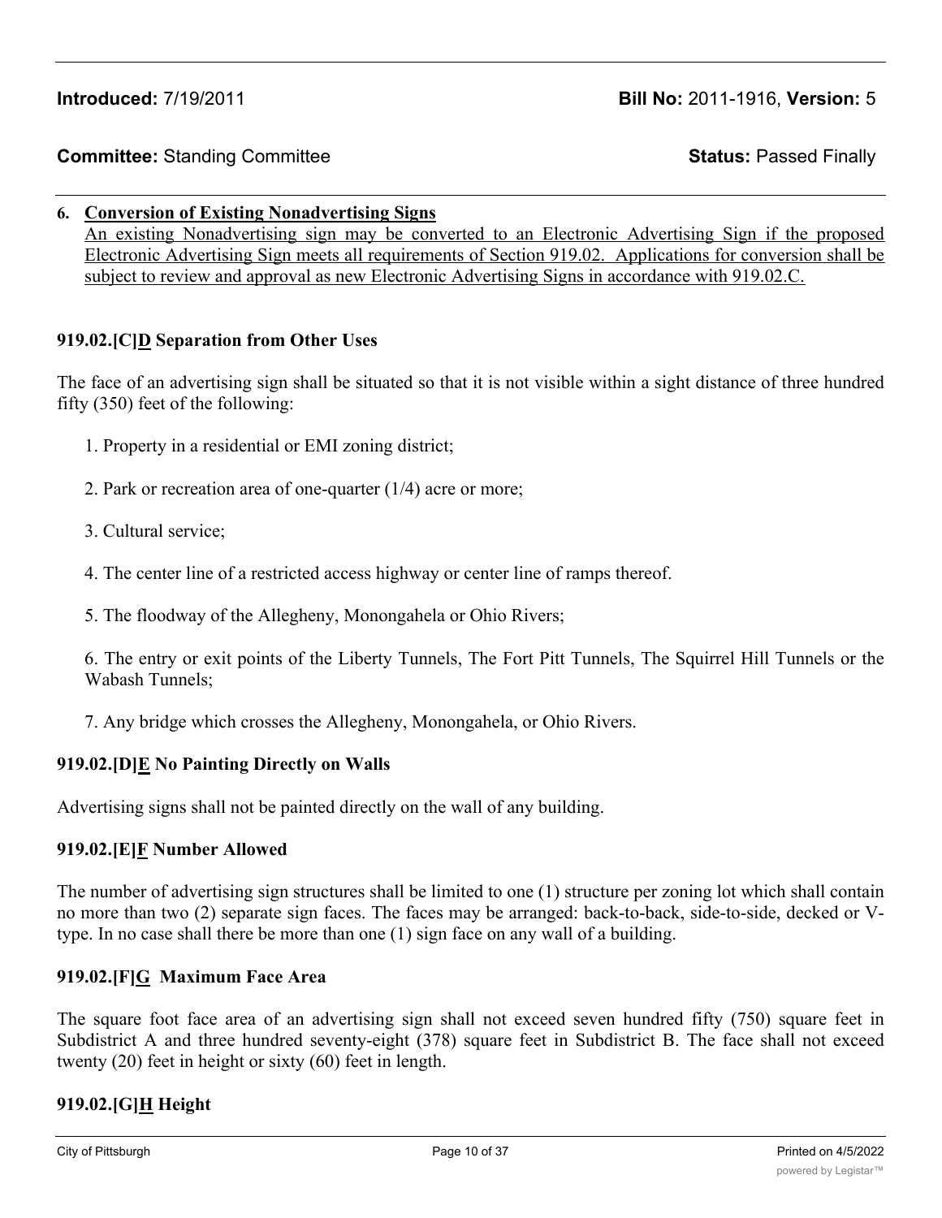**6. <u>Conversion of Existing Nonadvertising Signs</u>**
<u>An existing Nonadvertising sign may be converted to an Electronic Advertising Sign if the proposed Electronic Advertising Sign meets all requirements of Section 919.02. Applications for conversion shall be subject to review and approval as new Electronic Advertising Signs in accordance with 919.02.C.</u>

**919.02.[C]<u>D</u> Separation from Other Uses**

The face of an advertising sign shall be situated so that it is not visible within a sight distance of three hundred fifty (350) feet of the following:

1. Property in a residential or EMI zoning district;

2. Park or recreation area of one-quarter (1/4) acre or more;

3. Cultural service;

4. The center line of a restricted access highway or center line of ramps thereof.

5. The floodway of the Allegheny, Monongahela or Ohio Rivers;

6. The entry or exit points of the Liberty Tunnels, The Fort Pitt Tunnels, The Squirrel Hill Tunnels or the Wabash Tunnels;

7. Any bridge which crosses the Allegheny, Monongahela, or Ohio Rivers.

**919.02.[D]<u>E</u> No Painting Directly on Walls**

Advertising signs shall not be painted directly on the wall of any building.

**919.02.[E]<u>F</u> Number Allowed**

The number of advertising sign structures shall be limited to one (1) structure per zoning lot which shall contain no more than two (2) separate sign faces. The faces may be arranged: back-to-back, side-to-side, decked or V-type. In no case shall there be more than one (1) sign face on any wall of a building.

**919.02.[F]<u>G</u> Maximum Face Area**

The square foot face area of an advertising sign shall not exceed seven hundred fifty (750) square feet in Subdistrict A and three hundred seventy-eight (378) square feet in Subdistrict B. The face shall not exceed twenty (20) feet in height or sixty (60) feet in length.

**919.02.[G]<u>H</u> Height**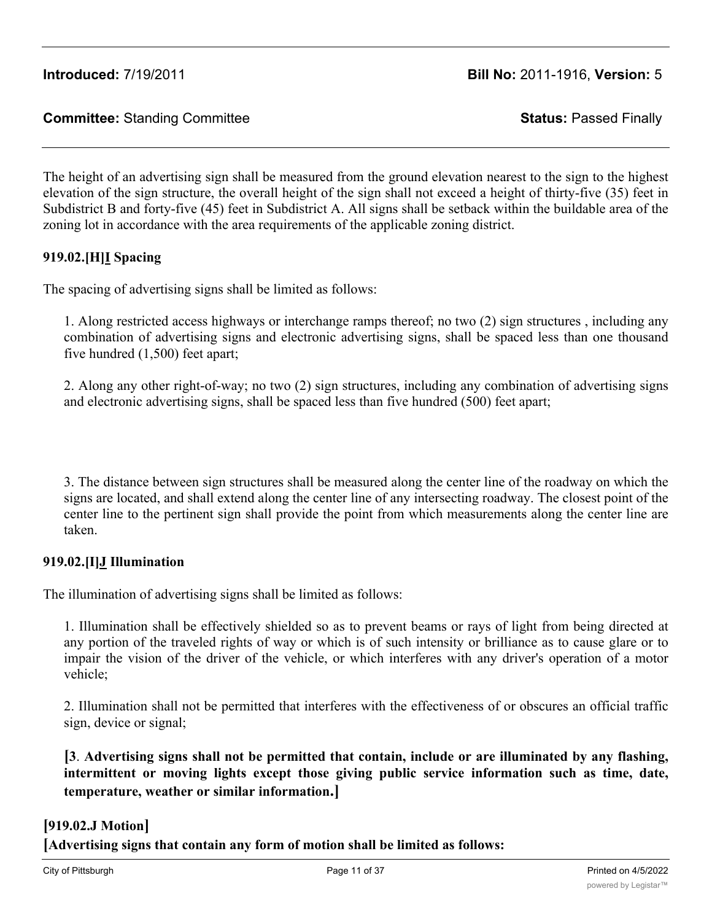The height of an advertising sign shall be measured from the ground elevation nearest to the sign to the highest elevation of the sign structure, the overall height of the sign shall not exceed a height of thirty-five (35) feet in Subdistrict B and forty-five (45) feet in Subdistrict A. All signs shall be setback within the buildable area of the zoning lot in accordance with the area requirements of the applicable zoning district.

**919.02.[H]I Spacing**

The spacing of advertising signs shall be limited as follows:

1. Along restricted access highways or interchange ramps thereof; no two (2) sign structures , including any combination of advertising signs and electronic advertising signs, shall be spaced less than one thousand five hundred (1,500) feet apart;

2. Along any other right-of-way; no two (2) sign structures, including any combination of advertising signs and electronic advertising signs, shall be spaced less than five hundred (500) feet apart;

3. The distance between sign structures shall be measured along the center line of the roadway on which the signs are located, and shall extend along the center line of any intersecting roadway. The closest point of the center line to the pertinent sign shall provide the point from which measurements along the center line are taken.

**919.02.[I]J Illumination**

The illumination of advertising signs shall be limited as follows:

1. Illumination shall be effectively shielded so as to prevent beams or rays of light from being directed at any portion of the traveled rights of way or which is of such intensity or brilliance as to cause glare or to impair the vision of the driver of the vehicle, or which interferes with any driver's operation of a motor vehicle;

2. Illumination shall not be permitted that interferes with the effectiveness of or obscures an official traffic sign, device or signal;

**[3. Advertising signs shall not be permitted that contain, include or are illuminated by any flashing, intermittent or moving lights except those giving public service information such as time, date, temperature, weather or similar information.]**

**[919.02.J Motion]**

**[Advertising signs that contain any form of motion shall be limited as follows:**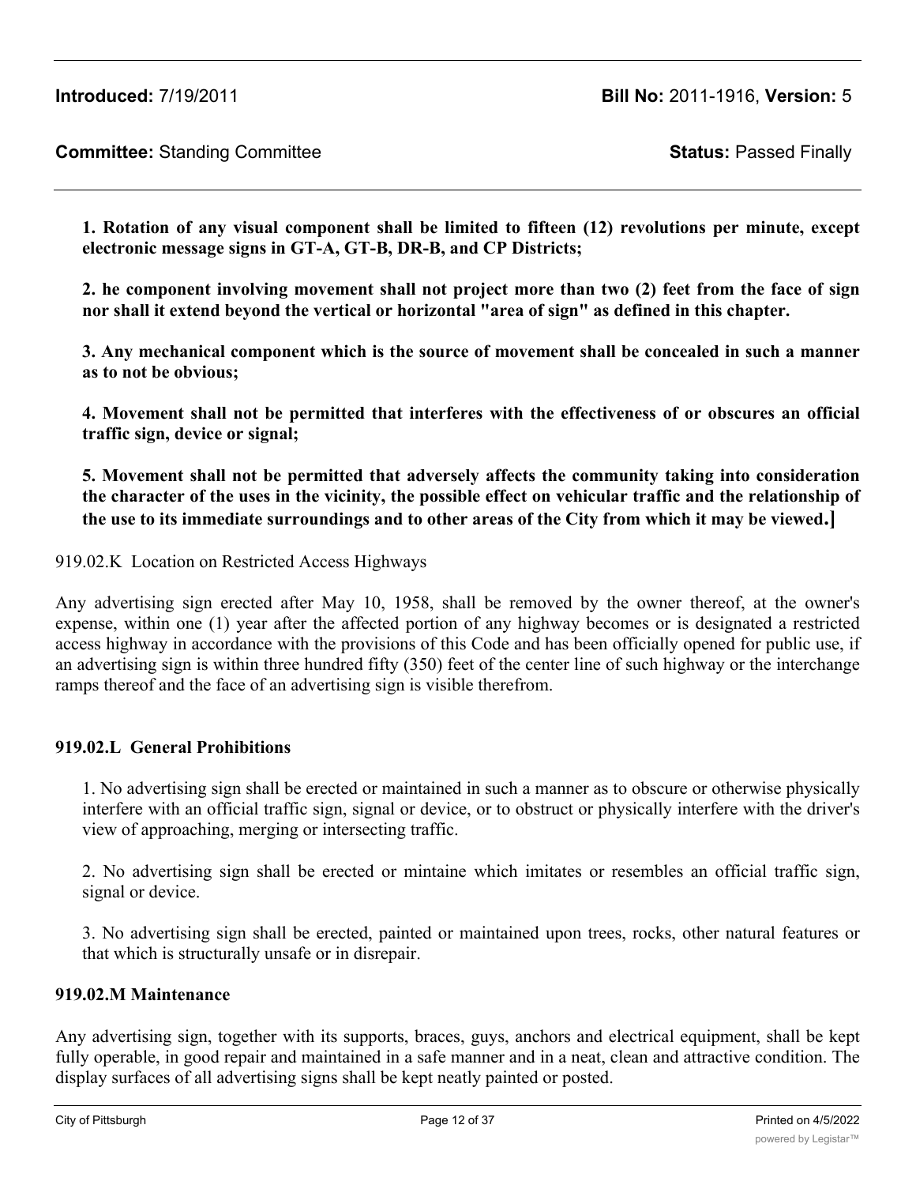**1. Rotation of any visual component shall be limited to fifteen (12) revolutions per minute, except electronic message signs in GT-A, GT-B, DR-B, and CP Districts;**

**2. he component involving movement shall not project more than two (2) feet from the face of sign nor shall it extend beyond the vertical or horizontal "area of sign" as defined in this chapter.**

**3. Any mechanical component which is the source of movement shall be concealed in such a manner as to not be obvious;**

**4. Movement shall not be permitted that interferes with the effectiveness of or obscures an official traffic sign, device or signal;**

**5. Movement shall not be permitted that adversely affects the community taking into consideration the character of the uses in the vicinity, the possible effect on vehicular traffic and the relationship of the use to its immediate surroundings and to other areas of the City from which it may be viewed.]**

919.02.K Location on Restricted Access Highways

Any advertising sign erected after May 10, 1958, shall be removed by the owner thereof, at the owner's expense, within one (1) year after the affected portion of any highway becomes or is designated a restricted access highway in accordance with the provisions of this Code and has been officially opened for public use, if an advertising sign is within three hundred fifty (350) feet of the center line of such highway or the interchange ramps thereof and the face of an advertising sign is visible therefrom.

**919.02.L General Prohibitions**

1. No advertising sign shall be erected or maintained in such a manner as to obscure or otherwise physically interfere with an official traffic sign, signal or device, or to obstruct or physically interfere with the driver's view of approaching, merging or intersecting traffic.

2. No advertising sign shall be erected or mintaine which imitates or resembles an official traffic sign, signal or device.

3. No advertising sign shall be erected, painted or maintained upon trees, rocks, other natural features or that which is structurally unsafe or in disrepair.

**919.02.M Maintenance**

Any advertising sign, together with its supports, braces, guys, anchors and electrical equipment, shall be kept fully operable, in good repair and maintained in a safe manner and in a neat, clean and attractive condition. The display surfaces of all advertising signs shall be kept neatly painted or posted.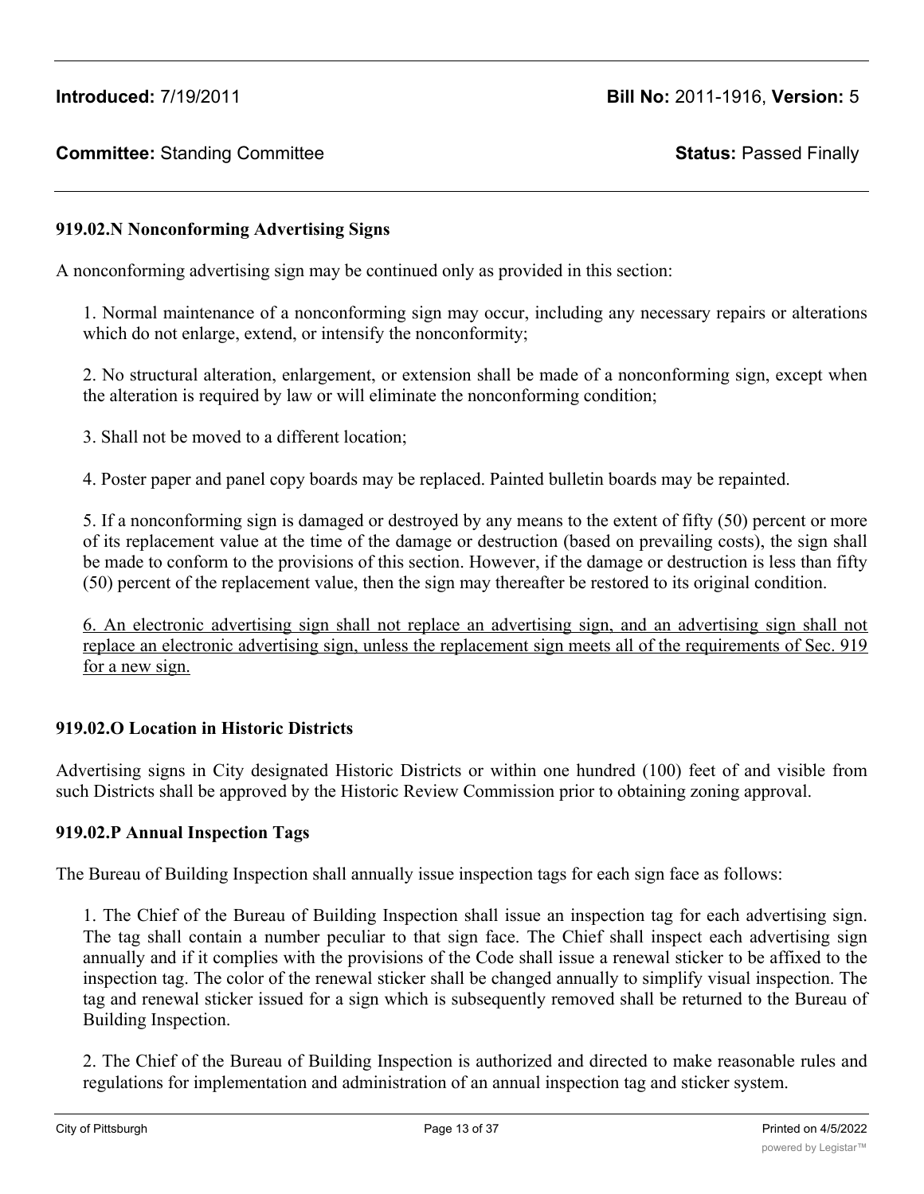**919.02.N Nonconforming Advertising Signs**

A nonconforming advertising sign may be continued only as provided in this section:

1. Normal maintenance of a nonconforming sign may occur, including any necessary repairs or alterations which do not enlarge, extend, or intensify the nonconformity;

2. No structural alteration, enlargement, or extension shall be made of a nonconforming sign, except when the alteration is required by law or will eliminate the nonconforming condition;

3. Shall not be moved to a different location;

4. Poster paper and panel copy boards may be replaced. Painted bulletin boards may be repainted.

5. If a nonconforming sign is damaged or destroyed by any means to the extent of fifty (50) percent or more of its replacement value at the time of the damage or destruction (based on prevailing costs), the sign shall be made to conform to the provisions of this section. However, if the damage or destruction is less than fifty (50) percent of the replacement value, then the sign may thereafter be restored to its original condition.

<u>6. An electronic advertising sign shall not replace an advertising sign, and an advertising sign shall not replace an electronic advertising sign, unless the replacement sign meets all of the requirements of Sec. 919 for a new sign.</u>

**919.02.O Location in Historic Districts**

Advertising signs in City designated Historic Districts or within one hundred (100) feet of and visible from such Districts shall be approved by the Historic Review Commission prior to obtaining zoning approval.

**919.02.P Annual Inspection Tags**

The Bureau of Building Inspection shall annually issue inspection tags for each sign face as follows:

1. The Chief of the Bureau of Building Inspection shall issue an inspection tag for each advertising sign. The tag shall contain a number peculiar to that sign face. The Chief shall inspect each advertising sign annually and if it complies with the provisions of the Code shall issue a renewal sticker to be affixed to the inspection tag. The color of the renewal sticker shall be changed annually to simplify visual inspection. The tag and renewal sticker issued for a sign which is subsequently removed shall be returned to the Bureau of Building Inspection.

2. The Chief of the Bureau of Building Inspection is authorized and directed to make reasonable rules and regulations for implementation and administration of an annual inspection tag and sticker system.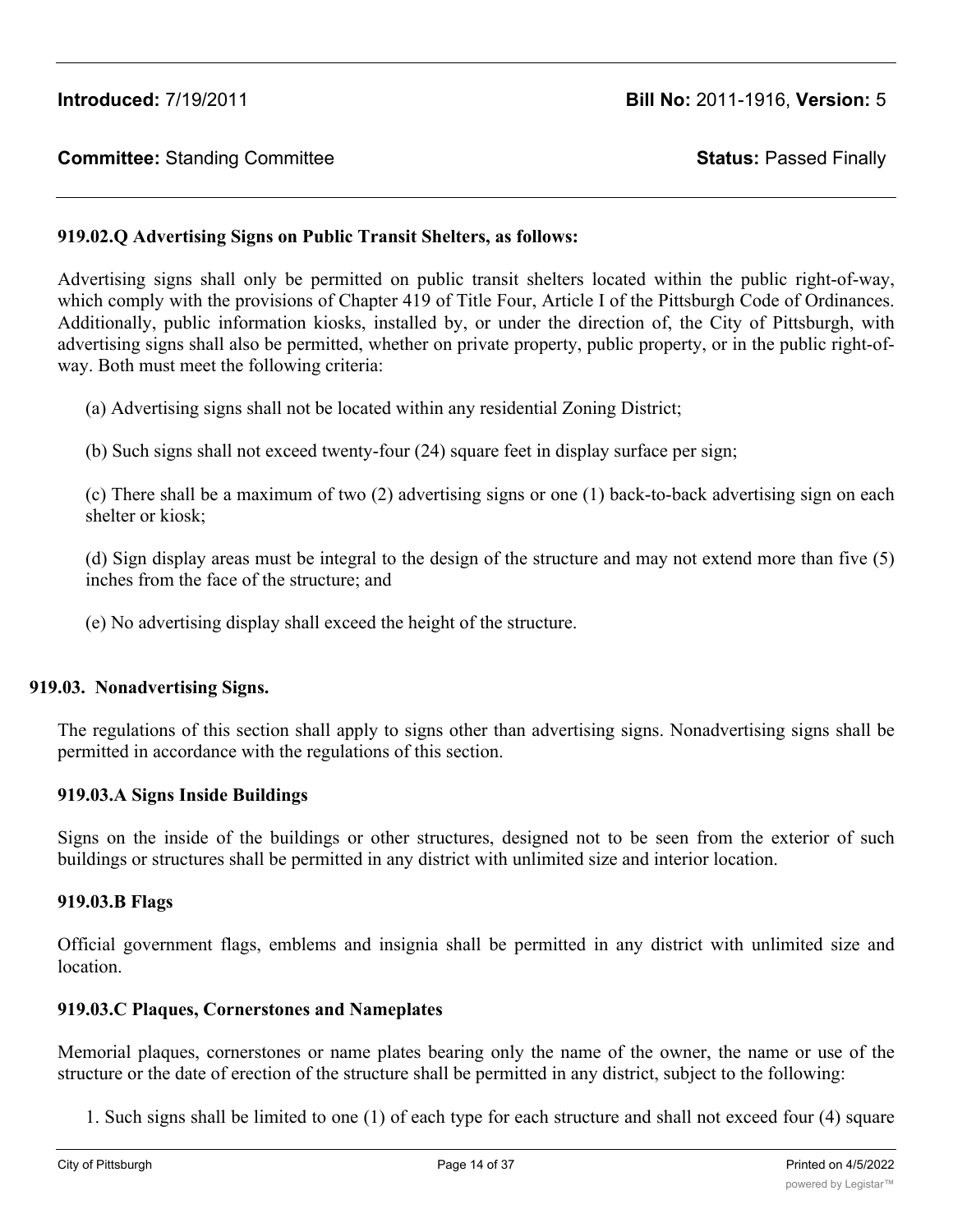**919.02.Q Advertising Signs on Public Transit Shelters, as follows:**

Advertising signs shall only be permitted on public transit shelters located within the public right-of-way, which comply with the provisions of Chapter 419 of Title Four, Article I of the Pittsburgh Code of Ordinances. Additionally, public information kiosks, installed by, or under the direction of, the City of Pittsburgh, with advertising signs shall also be permitted, whether on private property, public property, or in the public right-of-way. Both must meet the following criteria:

(a) Advertising signs shall not be located within any residential Zoning District;

(b) Such signs shall not exceed twenty-four (24) square feet in display surface per sign;

(c) There shall be a maximum of two (2) advertising signs or one (1) back-to-back advertising sign on each shelter or kiosk;

(d) Sign display areas must be integral to the design of the structure and may not extend more than five (5) inches from the face of the structure; and

(e) No advertising display shall exceed the height of the structure.

**919.03. Nonadvertising Signs.**

The regulations of this section shall apply to signs other than advertising signs. Nonadvertising signs shall be permitted in accordance with the regulations of this section.

**919.03.A Signs Inside Buildings**

Signs on the inside of the buildings or other structures, designed not to be seen from the exterior of such buildings or structures shall be permitted in any district with unlimited size and interior location.

**919.03.B Flags**

Official government flags, emblems and insignia shall be permitted in any district with unlimited size and location.

**919.03.C Plaques, Cornerstones and Nameplates**

Memorial plaques, cornerstones or name plates bearing only the name of the owner, the name or use of the structure or the date of erection of the structure shall be permitted in any district, subject to the following:

1. Such signs shall be limited to one (1) of each type for each structure and shall not exceed four (4) square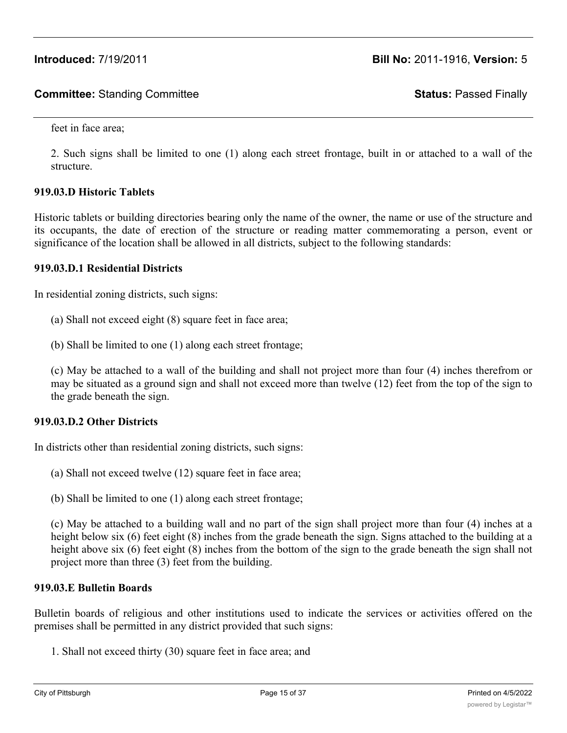feet in face area;

2. Such signs shall be limited to one (1) along each street frontage, built in or attached to a wall of the structure.

**919.03.D Historic Tablets**

Historic tablets or building directories bearing only the name of the owner, the name or use of the structure and its occupants, the date of erection of the structure or reading matter commemorating a person, event or significance of the location shall be allowed in all districts, subject to the following standards:

**919.03.D.1 Residential Districts**

In residential zoning districts, such signs:

(a) Shall not exceed eight (8) square feet in face area;

(b) Shall be limited to one (1) along each street frontage;

(c) May be attached to a wall of the building and shall not project more than four (4) inches therefrom or may be situated as a ground sign and shall not exceed more than twelve (12) feet from the top of the sign to the grade beneath the sign.

**919.03.D.2 Other Districts**

In districts other than residential zoning districts, such signs:

(a) Shall not exceed twelve (12) square feet in face area;

(b) Shall be limited to one (1) along each street frontage;

(c) May be attached to a building wall and no part of the sign shall project more than four (4) inches at a height below six (6) feet eight (8) inches from the grade beneath the sign. Signs attached to the building at a height above six (6) feet eight (8) inches from the bottom of the sign to the grade beneath the sign shall not project more than three (3) feet from the building.

**919.03.E Bulletin Boards**

Bulletin boards of religious and other institutions used to indicate the services or activities offered on the premises shall be permitted in any district provided that such signs:

1. Shall not exceed thirty (30) square feet in face area; and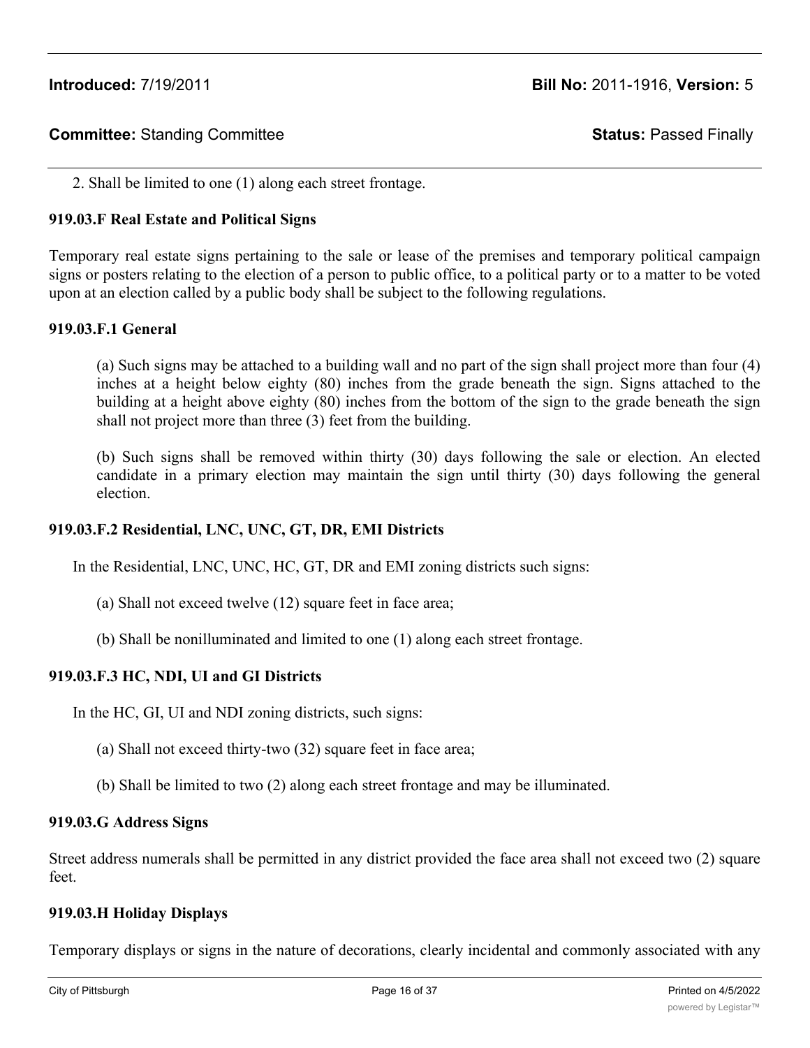2. Shall be limited to one (1) along each street frontage.

### 919.03.F Real Estate and Political Signs

Temporary real estate signs pertaining to the sale or lease of the premises and temporary political campaign signs or posters relating to the election of a person to public office, to a political party or to a matter to be voted upon at an election called by a public body shall be subject to the following regulations.

#### 919.03.F.1 General

(a) Such signs may be attached to a building wall and no part of the sign shall project more than four (4) inches at a height below eighty (80) inches from the grade beneath the sign. Signs attached to the building at a height above eighty (80) inches from the bottom of the sign to the grade beneath the sign shall not project more than three (3) feet from the building.

(b) Such signs shall be removed within thirty (30) days following the sale or election. An elected candidate in a primary election may maintain the sign until thirty (30) days following the general election.

#### 919.03.F.2 Residential, LNC, UNC, GT, DR, EMI Districts

In the Residential, LNC, UNC, HC, GT, DR and EMI zoning districts such signs:

(a) Shall not exceed twelve (12) square feet in face area;

(b) Shall be nonilluminated and limited to one (1) along each street frontage.

#### 919.03.F.3 HC, NDI, UI and GI Districts

In the HC, GI, UI and NDI zoning districts, such signs:

(a) Shall not exceed thirty-two (32) square feet in face area;

(b) Shall be limited to two (2) along each street frontage and may be illuminated.

### 919.03.G Address Signs

Street address numerals shall be permitted in any district provided the face area shall not exceed two (2) square feet.

### 919.03.H Holiday Displays

Temporary displays or signs in the nature of decorations, clearly incidental and commonly associated with any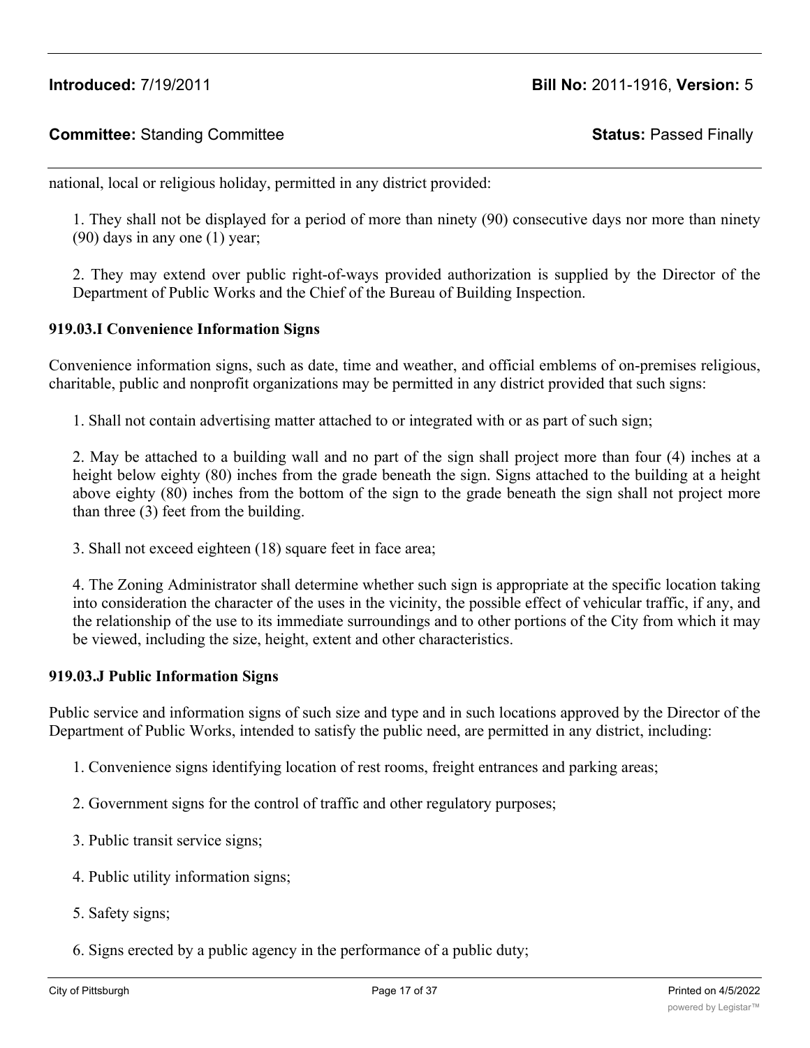national, local or religious holiday, permitted in any district provided:

1. They shall not be displayed for a period of more than ninety (90) consecutive days nor more than ninety (90) days in any one (1) year;

2. They may extend over public right-of-ways provided authorization is supplied by the Director of the Department of Public Works and the Chief of the Bureau of Building Inspection.

**919.03.I Convenience Information Signs**

Convenience information signs, such as date, time and weather, and official emblems of on-premises religious, charitable, public and nonprofit organizations may be permitted in any district provided that such signs:

1. Shall not contain advertising matter attached to or integrated with or as part of such sign;

2. May be attached to a building wall and no part of the sign shall project more than four (4) inches at a height below eighty (80) inches from the grade beneath the sign. Signs attached to the building at a height above eighty (80) inches from the bottom of the sign to the grade beneath the sign shall not project more than three (3) feet from the building.

3. Shall not exceed eighteen (18) square feet in face area;

4. The Zoning Administrator shall determine whether such sign is appropriate at the specific location taking into consideration the character of the uses in the vicinity, the possible effect of vehicular traffic, if any, and the relationship of the use to its immediate surroundings and to other portions of the City from which it may be viewed, including the size, height, extent and other characteristics.

**919.03.J Public Information Signs**

Public service and information signs of such size and type and in such locations approved by the Director of the Department of Public Works, intended to satisfy the public need, are permitted in any district, including:

1. Convenience signs identifying location of rest rooms, freight entrances and parking areas;

2. Government signs for the control of traffic and other regulatory purposes;

3. Public transit service signs;

4. Public utility information signs;

5. Safety signs;

6. Signs erected by a public agency in the performance of a public duty;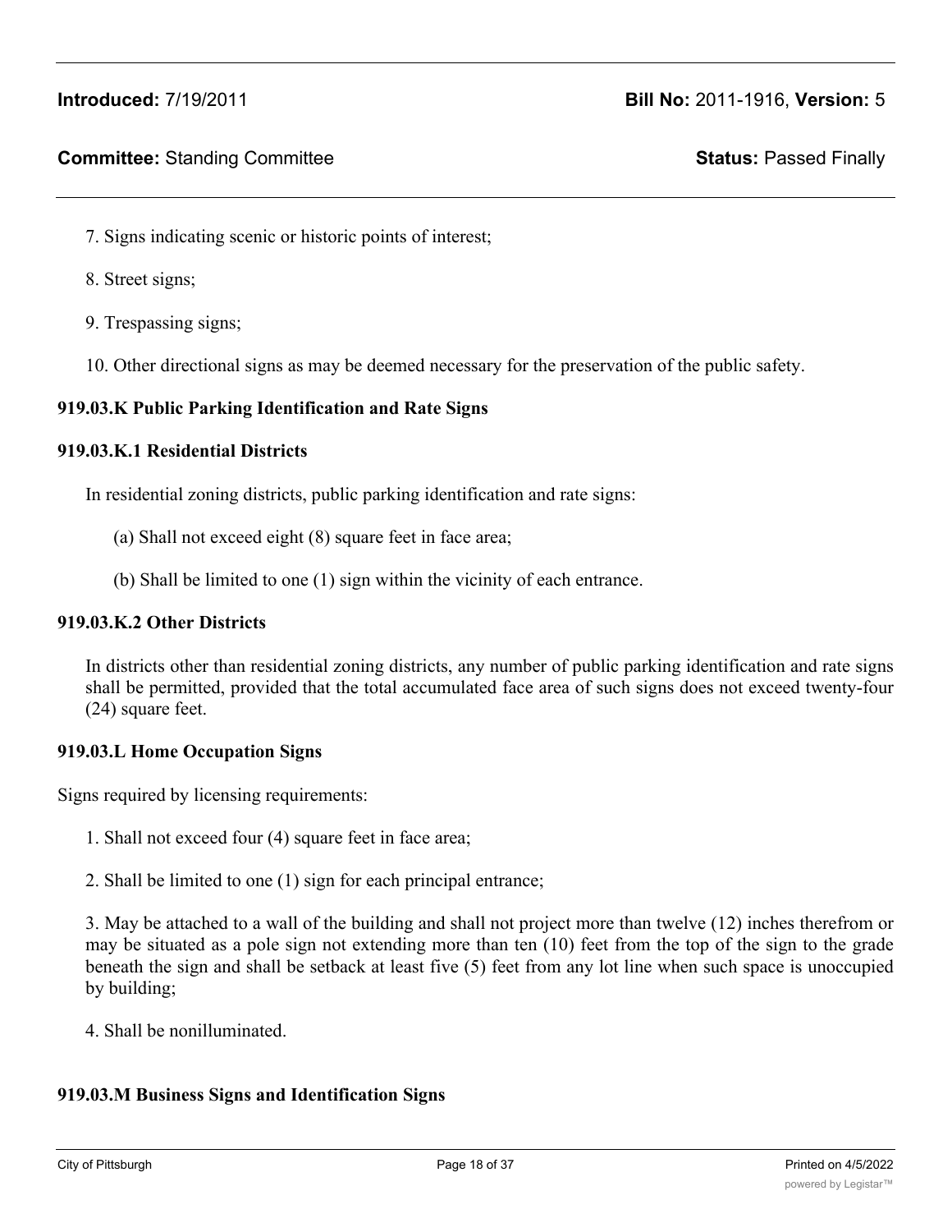7. Signs indicating scenic or historic points of interest;

8. Street signs;

9. Trespassing signs;

10. Other directional signs as may be deemed necessary for the preservation of the public safety.

**919.03.K Public Parking Identification and Rate Signs**

**919.03.K.1 Residential Districts**

In residential zoning districts, public parking identification and rate signs:

(a) Shall not exceed eight (8) square feet in face area;

(b) Shall be limited to one (1) sign within the vicinity of each entrance.

**919.03.K.2 Other Districts**

In districts other than residential zoning districts, any number of public parking identification and rate signs shall be permitted, provided that the total accumulated face area of such signs does not exceed twenty-four (24) square feet.

**919.03.L Home Occupation Signs**

Signs required by licensing requirements:

1. Shall not exceed four (4) square feet in face area;

2. Shall be limited to one (1) sign for each principal entrance;

3. May be attached to a wall of the building and shall not project more than twelve (12) inches therefrom or may be situated as a pole sign not extending more than ten (10) feet from the top of the sign to the grade beneath the sign and shall be setback at least five (5) feet from any lot line when such space is unoccupied by building;

4. Shall be nonilluminated.

**919.03.M Business Signs and Identification Signs**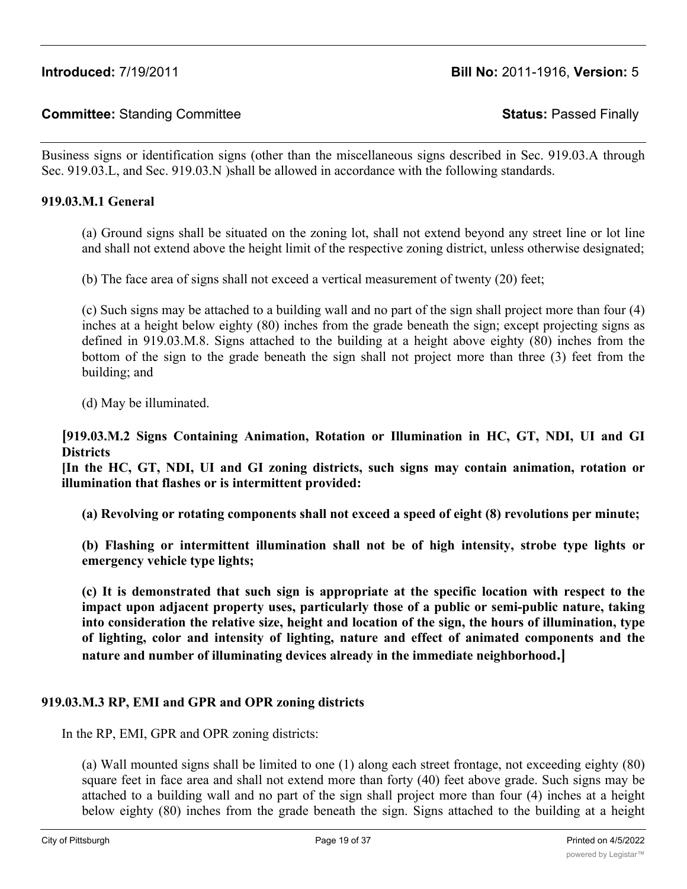**Introduced:** 7/19/2011 **Bill No:** 2011-1916, **Version:** 5

**Committee:** Standing Committee **Status:** Passed Finally

Business signs or identification signs (other than the miscellaneous signs described in Sec. 919.03.A through Sec. 919.03.L, and Sec. 919.03.N )shall be allowed in accordance with the following standards.

**919.03.M.1 General**

(a) Ground signs shall be situated on the zoning lot, shall not extend beyond any street line or lot line and shall not extend above the height limit of the respective zoning district, unless otherwise designated;

(b) The face area of signs shall not exceed a vertical measurement of twenty (20) feet;

(c) Such signs may be attached to a building wall and no part of the sign shall project more than four (4) inches at a height below eighty (80) inches from the grade beneath the sign; except projecting signs as defined in 919.03.M.8. Signs attached to the building at a height above eighty (80) inches from the bottom of the sign to the grade beneath the sign shall not project more than three (3) feet from the building; and

(d) May be illuminated.

**[919.03.M.2 Signs Containing Animation, Rotation or Illumination in HC, GT, NDI, UI and GI Districts**

**[In the HC, GT, NDI, UI and GI zoning districts, such signs may contain animation, rotation or illumination that flashes or is intermittent provided:**

**(a) Revolving or rotating components shall not exceed a speed of eight (8) revolutions per minute;**

**(b) Flashing or intermittent illumination shall not be of high intensity, strobe type lights or emergency vehicle type lights;**

**(c) It is demonstrated that such sign is appropriate at the specific location with respect to the impact upon adjacent property uses, particularly those of a public or semi-public nature, taking into consideration the relative size, height and location of the sign, the hours of illumination, type of lighting, color and intensity of lighting, nature and effect of animated components and the nature and number of illuminating devices already in the immediate neighborhood.]**

**919.03.M.3 RP, EMI and GPR and OPR zoning districts**

In the RP, EMI, GPR and OPR zoning districts:

(a) Wall mounted signs shall be limited to one (1) along each street frontage, not exceeding eighty (80) square feet in face area and shall not extend more than forty (40) feet above grade. Such signs may be attached to a building wall and no part of the sign shall project more than four (4) inches at a height below eighty (80) inches from the grade beneath the sign. Signs attached to the building at a height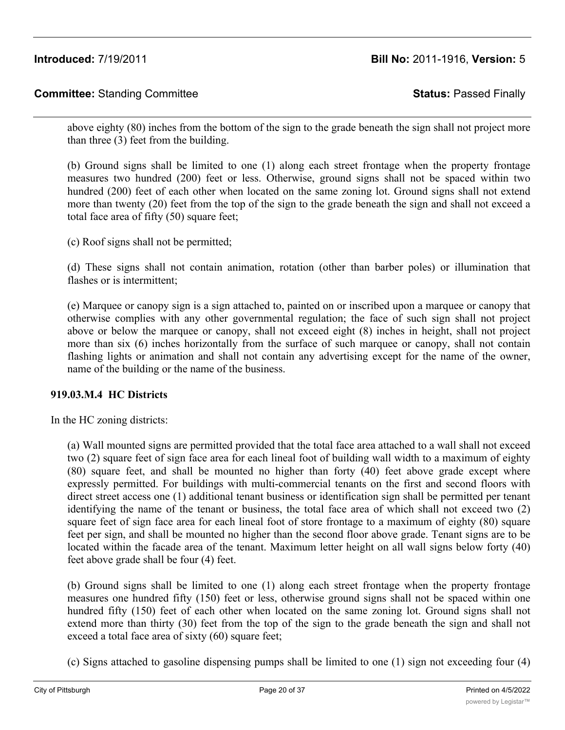above eighty (80) inches from the bottom of the sign to the grade beneath the sign shall not project more than three (3) feet from the building.

(b) Ground signs shall be limited to one (1) along each street frontage when the property frontage measures two hundred (200) feet or less. Otherwise, ground signs shall not be spaced within two hundred (200) feet of each other when located on the same zoning lot. Ground signs shall not extend more than twenty (20) feet from the top of the sign to the grade beneath the sign and shall not exceed a total face area of fifty (50) square feet;

(c) Roof signs shall not be permitted;

(d) These signs shall not contain animation, rotation (other than barber poles) or illumination that flashes or is intermittent;

(e) Marquee or canopy sign is a sign attached to, painted on or inscribed upon a marquee or canopy that otherwise complies with any other governmental regulation; the face of such sign shall not project above or below the marquee or canopy, shall not exceed eight (8) inches in height, shall not project more than six (6) inches horizontally from the surface of such marquee or canopy, shall not contain flashing lights or animation and shall not contain any advertising except for the name of the owner, name of the building or the name of the business.

**919.03.M.4 HC Districts**

In the HC zoning districts:

(a) Wall mounted signs are permitted provided that the total face area attached to a wall shall not exceed two (2) square feet of sign face area for each lineal foot of building wall width to a maximum of eighty (80) square feet, and shall be mounted no higher than forty (40) feet above grade except where expressly permitted. For buildings with multi-commercial tenants on the first and second floors with direct street access one (1) additional tenant business or identification sign shall be permitted per tenant identifying the name of the tenant or business, the total face area of which shall not exceed two (2) square feet of sign face area for each lineal foot of store frontage to a maximum of eighty (80) square feet per sign, and shall be mounted no higher than the second floor above grade. Tenant signs are to be located within the facade area of the tenant. Maximum letter height on all wall signs below forty (40) feet above grade shall be four (4) feet.

(b) Ground signs shall be limited to one (1) along each street frontage when the property frontage measures one hundred fifty (150) feet or less, otherwise ground signs shall not be spaced within one hundred fifty (150) feet of each other when located on the same zoning lot. Ground signs shall not extend more than thirty (30) feet from the top of the sign to the grade beneath the sign and shall not exceed a total face area of sixty (60) square feet;

(c) Signs attached to gasoline dispensing pumps shall be limited to one (1) sign not exceeding four (4)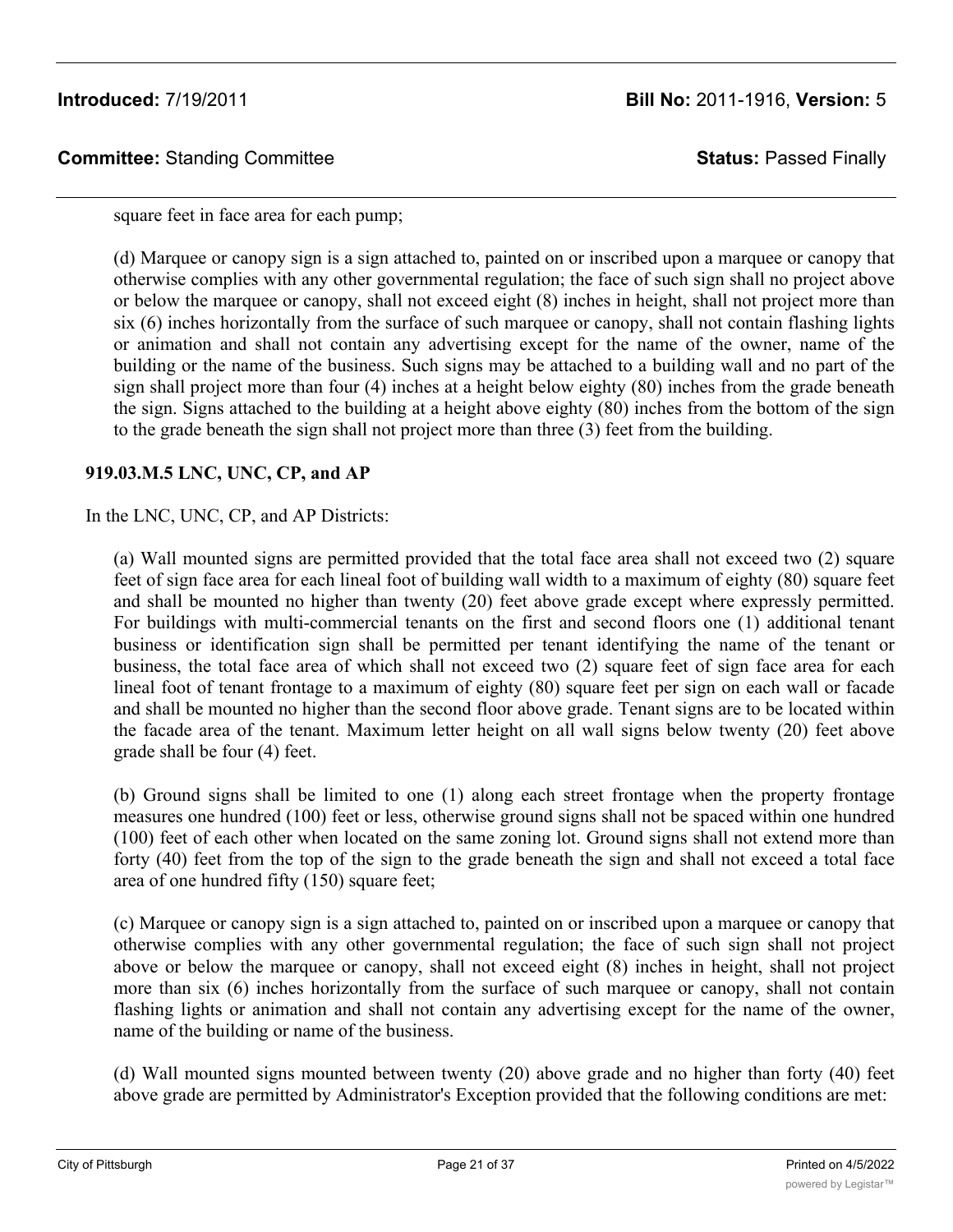square feet in face area for each pump;

(d) Marquee or canopy sign is a sign attached to, painted on or inscribed upon a marquee or canopy that otherwise complies with any other governmental regulation; the face of such sign shall no project above or below the marquee or canopy, shall not exceed eight (8) inches in height, shall not project more than six (6) inches horizontally from the surface of such marquee or canopy, shall not contain flashing lights or animation and shall not contain any advertising except for the name of the owner, name of the building or the name of the business. Such signs may be attached to a building wall and no part of the sign shall project more than four (4) inches at a height below eighty (80) inches from the grade beneath the sign. Signs attached to the building at a height above eighty (80) inches from the bottom of the sign to the grade beneath the sign shall not project more than three (3) feet from the building.

**919.03.M.5 LNC, UNC, CP, and AP**

In the LNC, UNC, CP, and AP Districts:

(a) Wall mounted signs are permitted provided that the total face area shall not exceed two (2) square feet of sign face area for each lineal foot of building wall width to a maximum of eighty (80) square feet and shall be mounted no higher than twenty (20) feet above grade except where expressly permitted. For buildings with multi-commercial tenants on the first and second floors one (1) additional tenant business or identification sign shall be permitted per tenant identifying the name of the tenant or business, the total face area of which shall not exceed two (2) square feet of sign face area for each lineal foot of tenant frontage to a maximum of eighty (80) square feet per sign on each wall or facade and shall be mounted no higher than the second floor above grade. Tenant signs are to be located within the facade area of the tenant. Maximum letter height on all wall signs below twenty (20) feet above grade shall be four (4) feet.

(b) Ground signs shall be limited to one (1) along each street frontage when the property frontage measures one hundred (100) feet or less, otherwise ground signs shall not be spaced within one hundred (100) feet of each other when located on the same zoning lot. Ground signs shall not extend more than forty (40) feet from the top of the sign to the grade beneath the sign and shall not exceed a total face area of one hundred fifty (150) square feet;

(c) Marquee or canopy sign is a sign attached to, painted on or inscribed upon a marquee or canopy that otherwise complies with any other governmental regulation; the face of such sign shall not project above or below the marquee or canopy, shall not exceed eight (8) inches in height, shall not project more than six (6) inches horizontally from the surface of such marquee or canopy, shall not contain flashing lights or animation and shall not contain any advertising except for the name of the owner, name of the building or name of the business.

(d) Wall mounted signs mounted between twenty (20) above grade and no higher than forty (40) feet above grade are permitted by Administrator's Exception provided that the following conditions are met: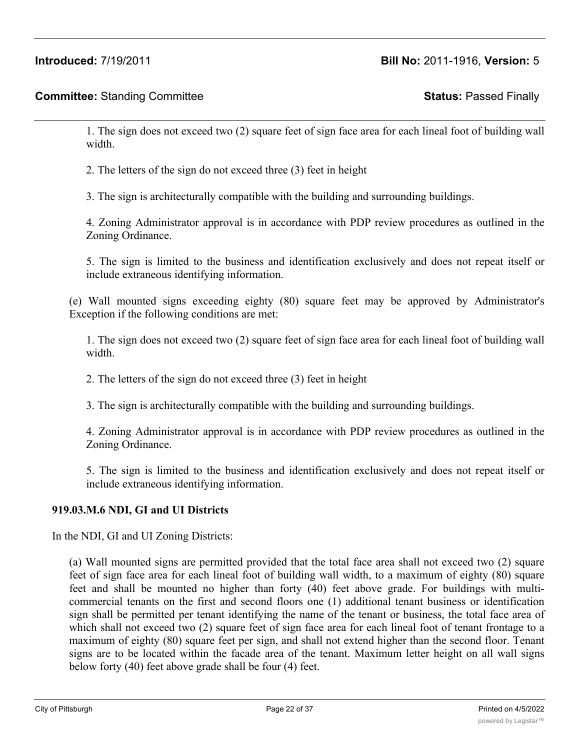1. The sign does not exceed two (2) square feet of sign face area for each lineal foot of building wall width.

2. The letters of the sign do not exceed three (3) feet in height

3. The sign is architecturally compatible with the building and surrounding buildings.

4. Zoning Administrator approval is in accordance with PDP review procedures as outlined in the Zoning Ordinance.

5. The sign is limited to the business and identification exclusively and does not repeat itself or include extraneous identifying information.

(e) Wall mounted signs exceeding eighty (80) square feet may be approved by Administrator's Exception if the following conditions are met:

1. The sign does not exceed two (2) square feet of sign face area for each lineal foot of building wall width.

2. The letters of the sign do not exceed three (3) feet in height

3. The sign is architecturally compatible with the building and surrounding buildings.

4. Zoning Administrator approval is in accordance with PDP review procedures as outlined in the Zoning Ordinance.

5. The sign is limited to the business and identification exclusively and does not repeat itself or include extraneous identifying information.

**919.03.M.6 NDI, GI and UI Districts**

In the NDI, GI and UI Zoning Districts:

(a) Wall mounted signs are permitted provided that the total face area shall not exceed two (2) square feet of sign face area for each lineal foot of building wall width, to a maximum of eighty (80) square feet and shall be mounted no higher than forty (40) feet above grade. For buildings with multi-commercial tenants on the first and second floors one (1) additional tenant business or identification sign shall be permitted per tenant identifying the name of the tenant or business, the total face area of which shall not exceed two (2) square feet of sign face area for each lineal foot of tenant frontage to a maximum of eighty (80) square feet per sign, and shall not extend higher than the second floor. Tenant signs are to be located within the facade area of the tenant. Maximum letter height on all wall signs below forty (40) feet above grade shall be four (4) feet.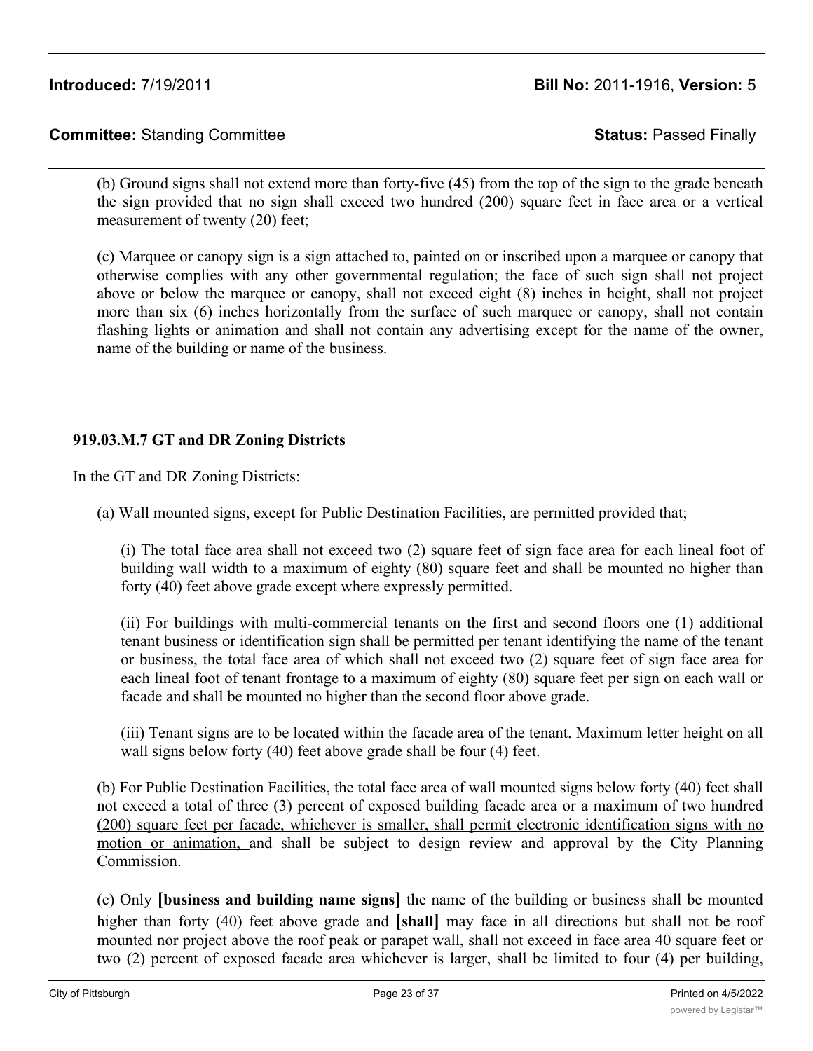(b) Ground signs shall not extend more than forty-five (45) from the top of the sign to the grade beneath the sign provided that no sign shall exceed two hundred (200) square feet in face area or a vertical measurement of twenty (20) feet;

(c) Marquee or canopy sign is a sign attached to, painted on or inscribed upon a marquee or canopy that otherwise complies with any other governmental regulation; the face of such sign shall not project above or below the marquee or canopy, shall not exceed eight (8) inches in height, shall not project more than six (6) inches horizontally from the surface of such marquee or canopy, shall not contain flashing lights or animation and shall not contain any advertising except for the name of the owner, name of the building or name of the business.

**919.03.M.7 GT and DR Zoning Districts**

In the GT and DR Zoning Districts:

(a) Wall mounted signs, except for Public Destination Facilities, are permitted provided that;

(i) The total face area shall not exceed two (2) square feet of sign face area for each lineal foot of building wall width to a maximum of eighty (80) square feet and shall be mounted no higher than forty (40) feet above grade except where expressly permitted.

(ii) For buildings with multi-commercial tenants on the first and second floors one (1) additional tenant business or identification sign shall be permitted per tenant identifying the name of the tenant or business, the total face area of which shall not exceed two (2) square feet of sign face area for each lineal foot of tenant frontage to a maximum of eighty (80) square feet per sign on each wall or facade and shall be mounted no higher than the second floor above grade.

(iii) Tenant signs are to be located within the facade area of the tenant. Maximum letter height on all wall signs below forty (40) feet above grade shall be four (4) feet.

(b) For Public Destination Facilities, the total face area of wall mounted signs below forty (40) feet shall not exceed a total of three (3) percent of exposed building facade area <u>or a maximum of two hundred (200) square feet per facade, whichever is smaller, shall permit electronic identification signs with no motion or animation,</u> and shall be subject to design review and approval by the City Planning Commission.

(c) Only **[business and building name signs]** <u>the name of the building or business</u> shall be mounted higher than forty (40) feet above grade and **[shall]** <u>may</u> face in all directions but shall not be roof mounted nor project above the roof peak or parapet wall, shall not exceed in face area 40 square feet or two (2) percent of exposed facade area whichever is larger, shall be limited to four (4) per building,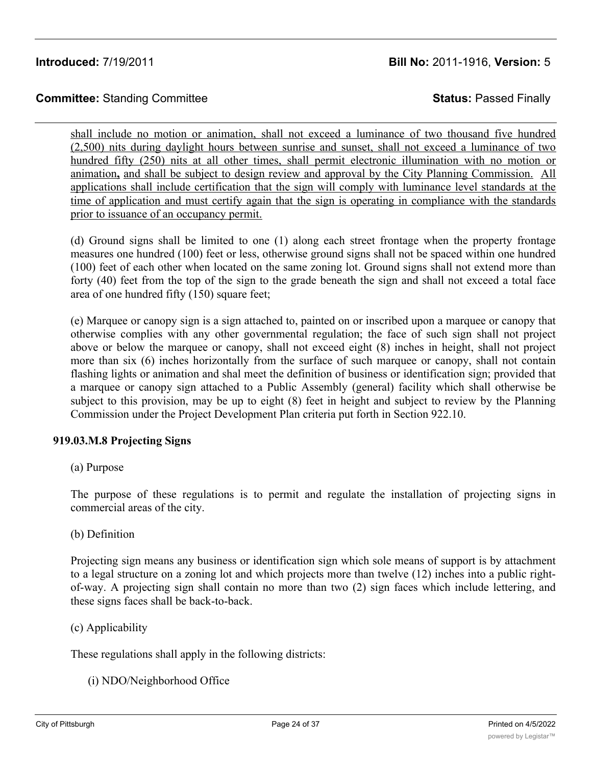shall include no motion or animation, shall not exceed a luminance of two thousand five hundred (2,500) nits during daylight hours between sunrise and sunset, shall not exceed a luminance of two hundred fifty (250) nits at all other times, shall permit electronic illumination with no motion or animation**,** and shall be subject to design review and approval by the City Planning Commission. All applications shall include certification that the sign will comply with luminance level standards at the time of application and must certify again that the sign is operating in compliance with the standards prior to issuance of an occupancy permit.

(d) Ground signs shall be limited to one (1) along each street frontage when the property frontage measures one hundred (100) feet or less, otherwise ground signs shall not be spaced within one hundred (100) feet of each other when located on the same zoning lot. Ground signs shall not extend more than forty (40) feet from the top of the sign to the grade beneath the sign and shall not exceed a total face area of one hundred fifty (150) square feet;

(e) Marquee or canopy sign is a sign attached to, painted on or inscribed upon a marquee or canopy that otherwise complies with any other governmental regulation; the face of such sign shall not project above or below the marquee or canopy, shall not exceed eight (8) inches in height, shall not project more than six (6) inches horizontally from the surface of such marquee or canopy, shall not contain flashing lights or animation and shal meet the definition of business or identification sign; provided that a marquee or canopy sign attached to a Public Assembly (general) facility which shall otherwise be subject to this provision, may be up to eight (8) feet in height and subject to review by the Planning Commission under the Project Development Plan criteria put forth in Section 922.10.

**919.03.M.8 Projecting Signs**

(a) Purpose

The purpose of these regulations is to permit and regulate the installation of projecting signs in commercial areas of the city.

(b) Definition

Projecting sign means any business or identification sign which sole means of support is by attachment to a legal structure on a zoning lot and which projects more than twelve (12) inches into a public right-of-way. A projecting sign shall contain no more than two (2) sign faces which include lettering, and these signs faces shall be back-to-back.

(c) Applicability

These regulations shall apply in the following districts:

(i) NDO/Neighborhood Office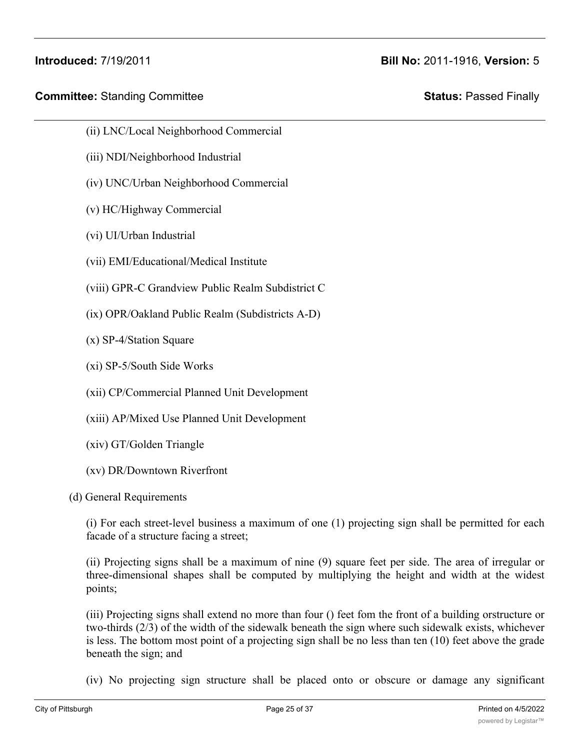(ii) LNC/Local Neighborhood Commercial

(iii) NDI/Neighborhood Industrial

(iv) UNC/Urban Neighborhood Commercial

(v) HC/Highway Commercial

(vi) UI/Urban Industrial

(vii) EMI/Educational/Medical Institute

(viii) GPR-C Grandview Public Realm Subdistrict C

(ix) OPR/Oakland Public Realm (Subdistricts A-D)

(x) SP-4/Station Square

(xi) SP-5/South Side Works

(xii) CP/Commercial Planned Unit Development

(xiii) AP/Mixed Use Planned Unit Development

(xiv) GT/Golden Triangle

(xv) DR/Downtown Riverfront

(d) General Requirements

(i) For each street-level business a maximum of one (1) projecting sign shall be permitted for each facade of a structure facing a street;

(ii) Projecting signs shall be a maximum of nine (9) square feet per side. The area of irregular or three-dimensional shapes shall be computed by multiplying the height and width at the widest points;

(iii) Projecting signs shall extend no more than four () feet fom the front of a building orstructure or two-thirds (2/3) of the width of the sidewalk beneath the sign where such sidewalk exists, whichever is less. The bottom most point of a projecting sign shall be no less than ten (10) feet above the grade beneath the sign; and

(iv) No projecting sign structure shall be placed onto or obscure or damage any significant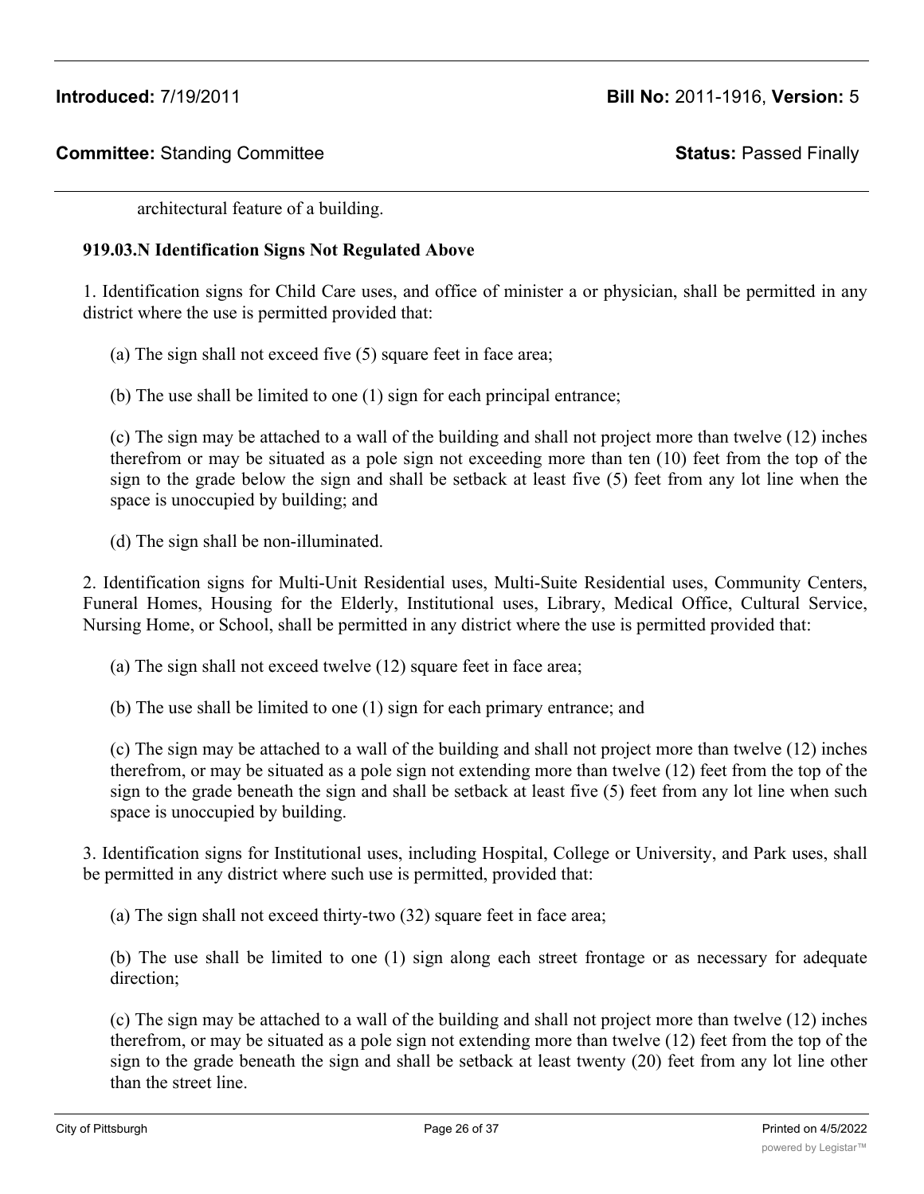architectural feature of a building.

**919.03.N Identification Signs Not Regulated Above**

1. Identification signs for Child Care uses, and office of minister a or physician, shall be permitted in any district where the use is permitted provided that:

(a) The sign shall not exceed five (5) square feet in face area;

(b) The use shall be limited to one (1) sign for each principal entrance;

(c) The sign may be attached to a wall of the building and shall not project more than twelve (12) inches therefrom or may be situated as a pole sign not exceeding more than ten (10) feet from the top of the sign to the grade below the sign and shall be setback at least five (5) feet from any lot line when the space is unoccupied by building; and

(d) The sign shall be non-illuminated.

2. Identification signs for Multi-Unit Residential uses, Multi-Suite Residential uses, Community Centers, Funeral Homes, Housing for the Elderly, Institutional uses, Library, Medical Office, Cultural Service, Nursing Home, or School, shall be permitted in any district where the use is permitted provided that:

(a) The sign shall not exceed twelve (12) square feet in face area;

(b) The use shall be limited to one (1) sign for each primary entrance; and

(c) The sign may be attached to a wall of the building and shall not project more than twelve (12) inches therefrom, or may be situated as a pole sign not extending more than twelve (12) feet from the top of the sign to the grade beneath the sign and shall be setback at least five (5) feet from any lot line when such space is unoccupied by building.

3. Identification signs for Institutional uses, including Hospital, College or University, and Park uses, shall be permitted in any district where such use is permitted, provided that:

(a) The sign shall not exceed thirty-two (32) square feet in face area;

(b) The use shall be limited to one (1) sign along each street frontage or as necessary for adequate direction;

(c) The sign may be attached to a wall of the building and shall not project more than twelve (12) inches therefrom, or may be situated as a pole sign not extending more than twelve (12) feet from the top of the sign to the grade beneath the sign and shall be setback at least twenty (20) feet from any lot line other than the street line.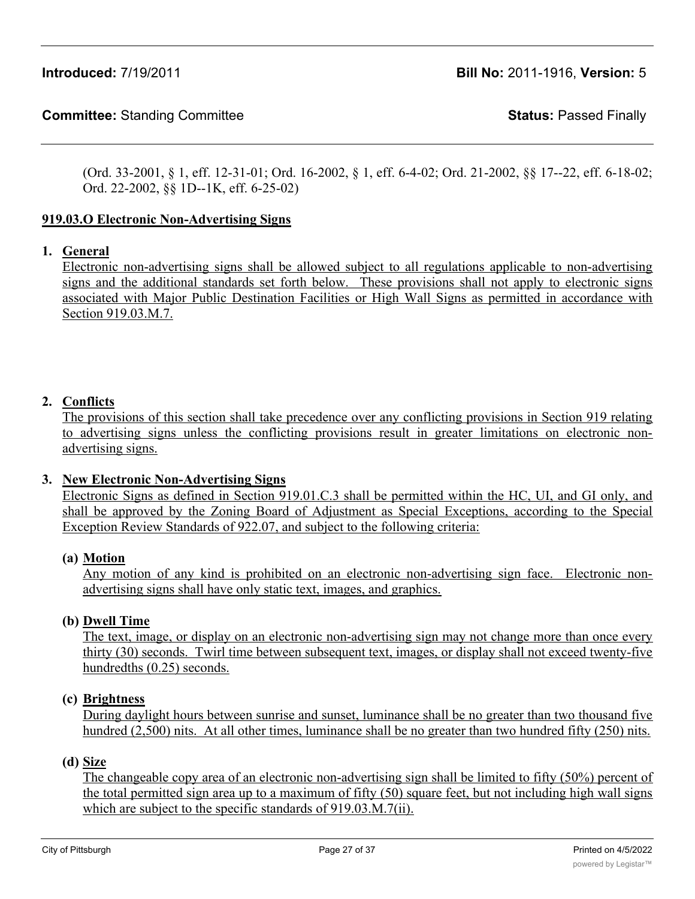(Ord. 33-2001, § 1, eff. 12-31-01; Ord. 16-2002, § 1, eff. 6-4-02; Ord. 21-2002, §§ 17--22, eff. 6-18-02; Ord. 22-2002, §§ 1D--1K, eff. 6-25-02)

**919.03.O Electronic Non-Advertising Signs**

1. **General**
   Electronic non-advertising signs shall be allowed subject to all regulations applicable to non-advertising signs and the additional standards set forth below. These provisions shall not apply to electronic signs associated with Major Public Destination Facilities or High Wall Signs as permitted in accordance with Section 919.03.M.7.

2. **Conflicts**
   The provisions of this section shall take precedence over any conflicting provisions in Section 919 relating to advertising signs unless the conflicting provisions result in greater limitations on electronic non-advertising signs.

3. **New Electronic Non-Advertising Signs**
   Electronic Signs as defined in Section 919.01.C.3 shall be permitted within the HC, UI, and GI only, and shall be approved by the Zoning Board of Adjustment as Special Exceptions, according to the Special Exception Review Standards of 922.07, and subject to the following criteria:

   **(a) Motion**
   Any motion of any kind is prohibited on an electronic non-advertising sign face. Electronic non-advertising signs shall have only static text, images, and graphics.

   **(b) Dwell Time**
   The text, image, or display on an electronic non-advertising sign may not change more than once every thirty (30) seconds. Twirl time between subsequent text, images, or display shall not exceed twenty-five hundredths (0.25) seconds.

   **(c) Brightness**
   During daylight hours between sunrise and sunset, luminance shall be no greater than two thousand five hundred (2,500) nits. At all other times, luminance shall be no greater than two hundred fifty (250) nits.

   **(d) Size**
   The changeable copy area of an electronic non-advertising sign shall be limited to fifty (50%) percent of the total permitted sign area up to a maximum of fifty (50) square feet, but not including high wall signs which are subject to the specific standards of 919.03.M.7(ii).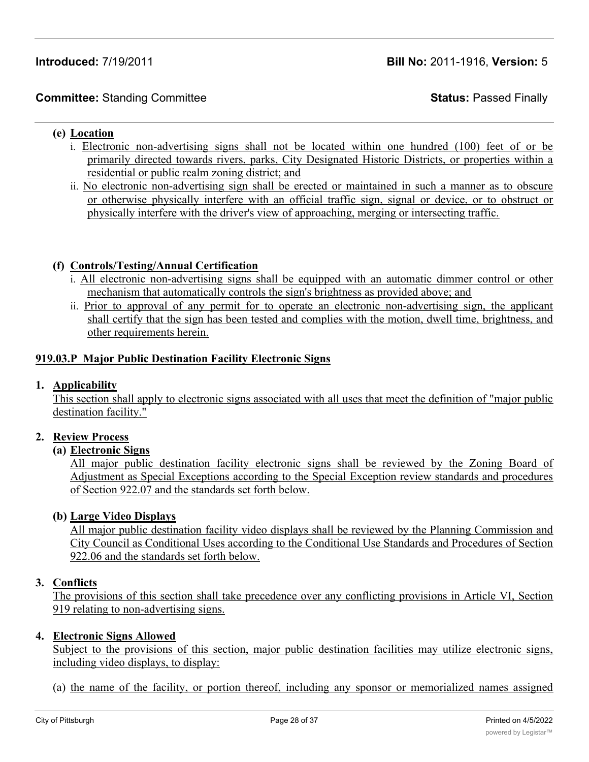**(e) Location**

i. Electronic non-advertising signs shall not be located within one hundred (100) feet of or be primarily directed towards rivers, parks, City Designated Historic Districts, or properties within a residential or public realm zoning district; and

ii. No electronic non-advertising sign shall be erected or maintained in such a manner as to obscure or otherwise physically interfere with an official traffic sign, signal or device, or to obstruct or physically interfere with the driver's view of approaching, merging or intersecting traffic.

**(f) Controls/Testing/Annual Certification**

i. All electronic non-advertising signs shall be equipped with an automatic dimmer control or other mechanism that automatically controls the sign's brightness as provided above; and

ii. Prior to approval of any permit for to operate an electronic non-advertising sign, the applicant shall certify that the sign has been tested and complies with the motion, dwell time, brightness, and other requirements herein.

**919.03.P Major Public Destination Facility Electronic Signs**

**1. Applicability**

This section shall apply to electronic signs associated with all uses that meet the definition of "major public destination facility."

**2. Review Process**

**(a) Electronic Signs**

All major public destination facility electronic signs shall be reviewed by the Zoning Board of Adjustment as Special Exceptions according to the Special Exception review standards and procedures of Section 922.07 and the standards set forth below.

**(b) Large Video Displays**

All major public destination facility video displays shall be reviewed by the Planning Commission and City Council as Conditional Uses according to the Conditional Use Standards and Procedures of Section 922.06 and the standards set forth below.

**3. Conflicts**

The provisions of this section shall take precedence over any conflicting provisions in Article VI, Section 919 relating to non-advertising signs.

**4. Electronic Signs Allowed**

Subject to the provisions of this section, major public destination facilities may utilize electronic signs, including video displays, to display:

(a) the name of the facility, or portion thereof, including any sponsor or memorialized names assigned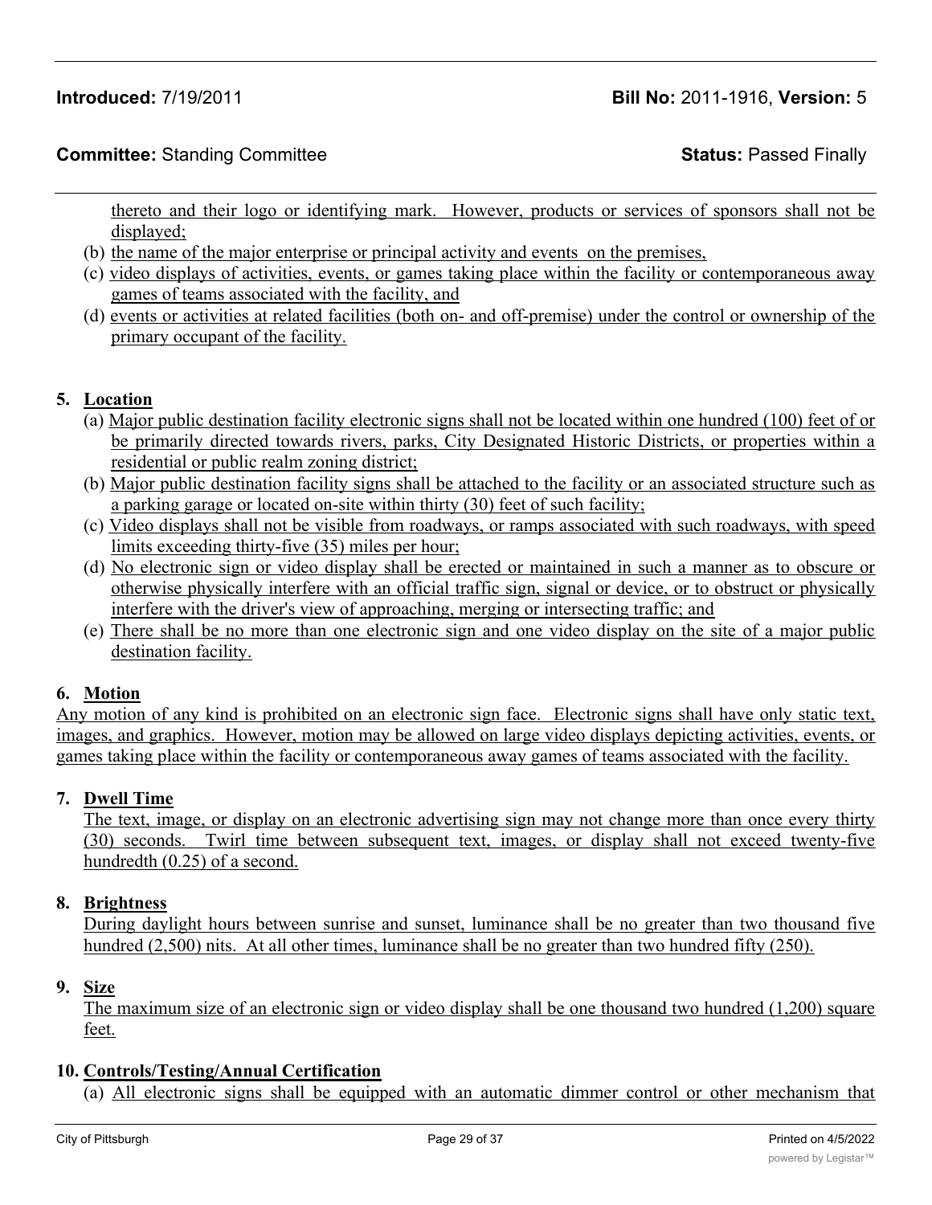thereto and their logo or identifying mark. However, products or services of sponsors shall not be displayed;

(b) the name of the major enterprise or principal activity and events on the premises,

(c) video displays of activities, events, or games taking place within the facility or contemporaneous away games of teams associated with the facility, and

(d) events or activities at related facilities (both on- and off-premise) under the control or ownership of the primary occupant of the facility.

**5. Location**

(a) Major public destination facility electronic signs shall not be located within one hundred (100) feet of or be primarily directed towards rivers, parks, City Designated Historic Districts, or properties within a residential or public realm zoning district;

(b) Major public destination facility signs shall be attached to the facility or an associated structure such as a parking garage or located on-site within thirty (30) feet of such facility;

(c) Video displays shall not be visible from roadways, or ramps associated with such roadways, with speed limits exceeding thirty-five (35) miles per hour;

(d) No electronic sign or video display shall be erected or maintained in such a manner as to obscure or otherwise physically interfere with an official traffic sign, signal or device, or to obstruct or physically interfere with the driver's view of approaching, merging or intersecting traffic; and

(e) There shall be no more than one electronic sign and one video display on the site of a major public destination facility.

**6. Motion**

Any motion of any kind is prohibited on an electronic sign face. Electronic signs shall have only static text, images, and graphics. However, motion may be allowed on large video displays depicting activities, events, or games taking place within the facility or contemporaneous away games of teams associated with the facility.

**7. Dwell Time**

The text, image, or display on an electronic advertising sign may not change more than once every thirty (30) seconds. Twirl time between subsequent text, images, or display shall not exceed twenty-five hundredth (0.25) of a second.

**8. Brightness**

During daylight hours between sunrise and sunset, luminance shall be no greater than two thousand five hundred (2,500) nits. At all other times, luminance shall be no greater than two hundred fifty (250).

**9. Size**

The maximum size of an electronic sign or video display shall be one thousand two hundred (1,200) square feet.

**10. Controls/Testing/Annual Certification**

(a) All electronic signs shall be equipped with an automatic dimmer control or other mechanism that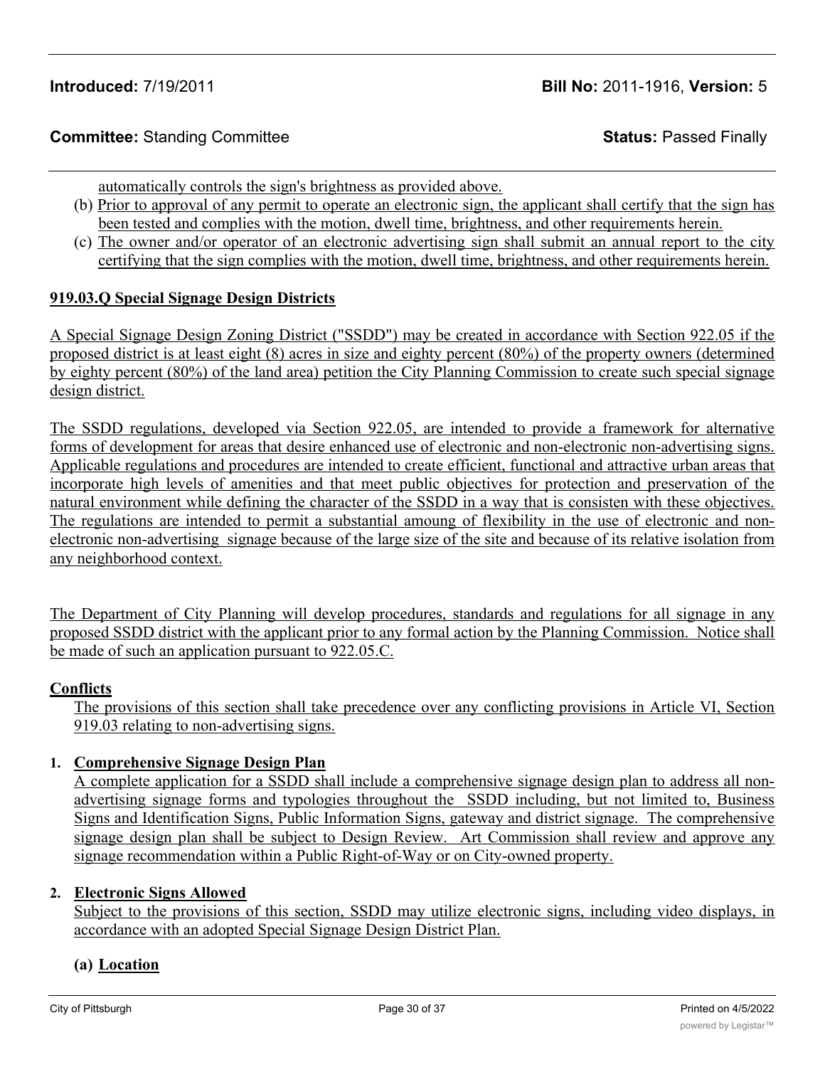automatically controls the sign's brightness as provided above.

(b) Prior to approval of any permit to operate an electronic sign, the applicant shall certify that the sign has been tested and complies with the motion, dwell time, brightness, and other requirements herein.

(c) The owner and/or operator of an electronic advertising sign shall submit an annual report to the city certifying that the sign complies with the motion, dwell time, brightness, and other requirements herein.

**919.03.Q Special Signage Design Districts**

A Special Signage Design Zoning District ("SSDD") may be created in accordance with Section 922.05 if the proposed district is at least eight (8) acres in size and eighty percent (80%) of the property owners (determined by eighty percent (80%) of the land area) petition the City Planning Commission to create such special signage design district.

The SSDD regulations, developed via Section 922.05, are intended to provide a framework for alternative forms of development for areas that desire enhanced use of electronic and non-electronic non-advertising signs. Applicable regulations and procedures are intended to create efficient, functional and attractive urban areas that incorporate high levels of amenities and that meet public objectives for protection and preservation of the natural environment while defining the character of the SSDD in a way that is consisten with these objectives. The regulations are intended to permit a substantial amoung of flexibility in the use of electronic and non-electronic non-advertising signage because of the large size of the site and because of its relative isolation from any neighborhood context.

The Department of City Planning will develop procedures, standards and regulations for all signage in any proposed SSDD district with the applicant prior to any formal action by the Planning Commission. Notice shall be made of such an application pursuant to 922.05.C.

**Conflicts**

The provisions of this section shall take precedence over any conflicting provisions in Article VI, Section 919.03 relating to non-advertising signs.

**1. Comprehensive Signage Design Plan**

A complete application for a SSDD shall include a comprehensive signage design plan to address all non-advertising signage forms and typologies throughout the SSDD including, but not limited to, Business Signs and Identification Signs, Public Information Signs, gateway and district signage. The comprehensive signage design plan shall be subject to Design Review. Art Commission shall review and approve any signage recommendation within a Public Right-of-Way or on City-owned property.

**2. Electronic Signs Allowed**

Subject to the provisions of this section, SSDD may utilize electronic signs, including video displays, in accordance with an adopted Special Signage Design District Plan.

**(a) Location**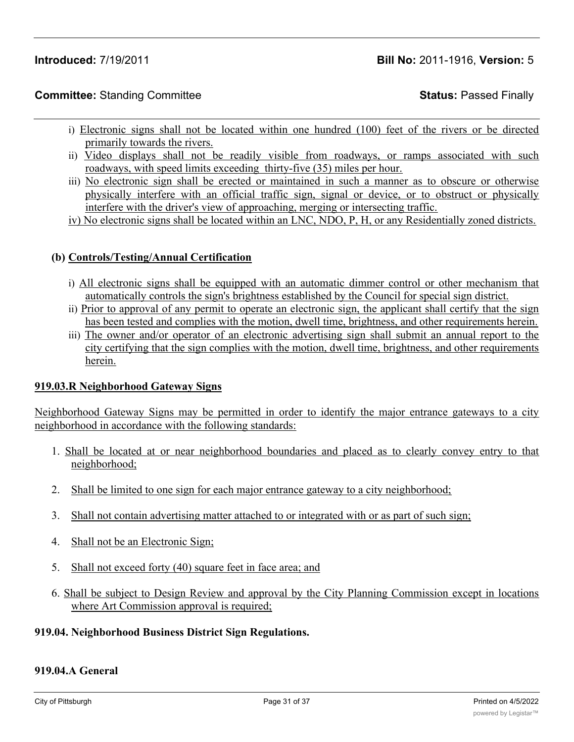i) Electronic signs shall not be located within one hundred (100) feet of the rivers or be directed primarily towards the rivers.

ii) Video displays shall not be readily visible from roadways, or ramps associated with such roadways, with speed limits exceeding thirty-five (35) miles per hour.

iii) No electronic sign shall be erected or maintained in such a manner as to obscure or otherwise physically interfere with an official traffic sign, signal or device, or to obstruct or physically interfere with the driver's view of approaching, merging or intersecting traffic.

iv) No electronic signs shall be located within an LNC, NDO, P, H, or any Residentially zoned districts.

**(b) Controls/Testing/Annual Certification**

i) All electronic signs shall be equipped with an automatic dimmer control or other mechanism that automatically controls the sign's brightness established by the Council for special sign district.

ii) Prior to approval of any permit to operate an electronic sign, the applicant shall certify that the sign has been tested and complies with the motion, dwell time, brightness, and other requirements herein.

iii) The owner and/or operator of an electronic advertising sign shall submit an annual report to the city certifying that the sign complies with the motion, dwell time, brightness, and other requirements herein.

**919.03.R Neighborhood Gateway Signs**

Neighborhood Gateway Signs may be permitted in order to identify the major entrance gateways to a city neighborhood in accordance with the following standards:

1. Shall be located at or near neighborhood boundaries and placed as to clearly convey entry to that neighborhood;

2. Shall be limited to one sign for each major entrance gateway to a city neighborhood;

3. Shall not contain advertising matter attached to or integrated with or as part of such sign;

4. Shall not be an Electronic Sign;

5. Shall not exceed forty (40) square feet in face area; and

6. Shall be subject to Design Review and approval by the City Planning Commission except in locations where Art Commission approval is required;

**919.04. Neighborhood Business District Sign Regulations.**

**919.04.A General**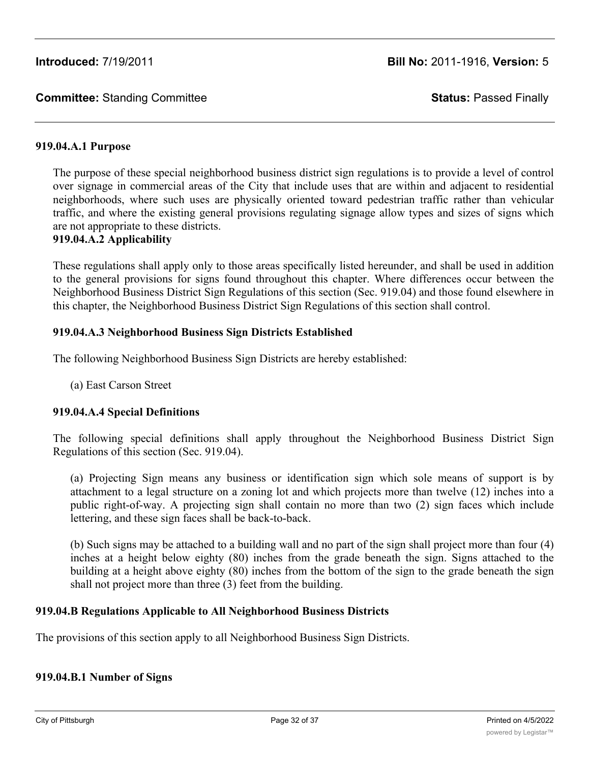**919.04.A.1 Purpose**

The purpose of these special neighborhood business district sign regulations is to provide a level of control over signage in commercial areas of the City that include uses that are within and adjacent to residential neighborhoods, where such uses are physically oriented toward pedestrian traffic rather than vehicular traffic, and where the existing general provisions regulating signage allow types and sizes of signs which are not appropriate to these districts.

**919.04.A.2 Applicability**

These regulations shall apply only to those areas specifically listed hereunder, and shall be used in addition to the general provisions for signs found throughout this chapter. Where differences occur between the Neighborhood Business District Sign Regulations of this section (Sec. 919.04) and those found elsewhere in this chapter, the Neighborhood Business District Sign Regulations of this section shall control.

**919.04.A.3 Neighborhood Business Sign Districts Established**

The following Neighborhood Business Sign Districts are hereby established:

(a) East Carson Street

**919.04.A.4 Special Definitions**

The following special definitions shall apply throughout the Neighborhood Business District Sign Regulations of this section (Sec. 919.04).

(a) Projecting Sign means any business or identification sign which sole means of support is by attachment to a legal structure on a zoning lot and which projects more than twelve (12) inches into a public right-of-way. A projecting sign shall contain no more than two (2) sign faces which include lettering, and these sign faces shall be back-to-back.

(b) Such signs may be attached to a building wall and no part of the sign shall project more than four (4) inches at a height below eighty (80) inches from the grade beneath the sign. Signs attached to the building at a height above eighty (80) inches from the bottom of the sign to the grade beneath the sign shall not project more than three (3) feet from the building.

**919.04.B Regulations Applicable to All Neighborhood Business Districts**

The provisions of this section apply to all Neighborhood Business Sign Districts.

**919.04.B.1 Number of Signs**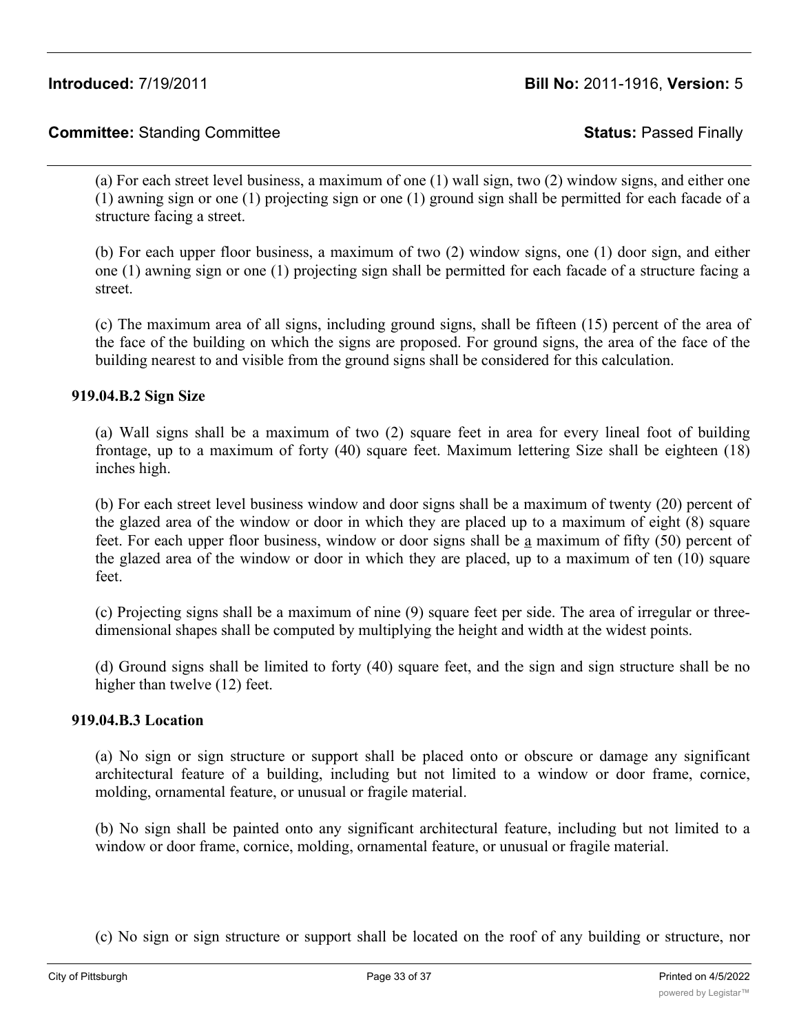(a) For each street level business, a maximum of one (1) wall sign, two (2) window signs, and either one (1) awning sign or one (1) projecting sign or one (1) ground sign shall be permitted for each facade of a structure facing a street.

(b) For each upper floor business, a maximum of two (2) window signs, one (1) door sign, and either one (1) awning sign or one (1) projecting sign shall be permitted for each facade of a structure facing a street.

(c) The maximum area of all signs, including ground signs, shall be fifteen (15) percent of the area of the face of the building on which the signs are proposed. For ground signs, the area of the face of the building nearest to and visible from the ground signs shall be considered for this calculation.

**919.04.B.2 Sign Size**

(a) Wall signs shall be a maximum of two (2) square feet in area for every lineal foot of building frontage, up to a maximum of forty (40) square feet. Maximum lettering Size shall be eighteen (18) inches high.

(b) For each street level business window and door signs shall be a maximum of twenty (20) percent of the glazed area of the window or door in which they are placed up to a maximum of eight (8) square feet. For each upper floor business, window or door signs shall be a maximum of fifty (50) percent of the glazed area of the window or door in which they are placed, up to a maximum of ten (10) square feet.

(c) Projecting signs shall be a maximum of nine (9) square feet per side. The area of irregular or three-dimensional shapes shall be computed by multiplying the height and width at the widest points.

(d) Ground signs shall be limited to forty (40) square feet, and the sign and sign structure shall be no higher than twelve (12) feet.

**919.04.B.3 Location**

(a) No sign or sign structure or support shall be placed onto or obscure or damage any significant architectural feature of a building, including but not limited to a window or door frame, cornice, molding, ornamental feature, or unusual or fragile material.

(b) No sign shall be painted onto any significant architectural feature, including but not limited to a window or door frame, cornice, molding, ornamental feature, or unusual or fragile material.

(c) No sign or sign structure or support shall be located on the roof of any building or structure, nor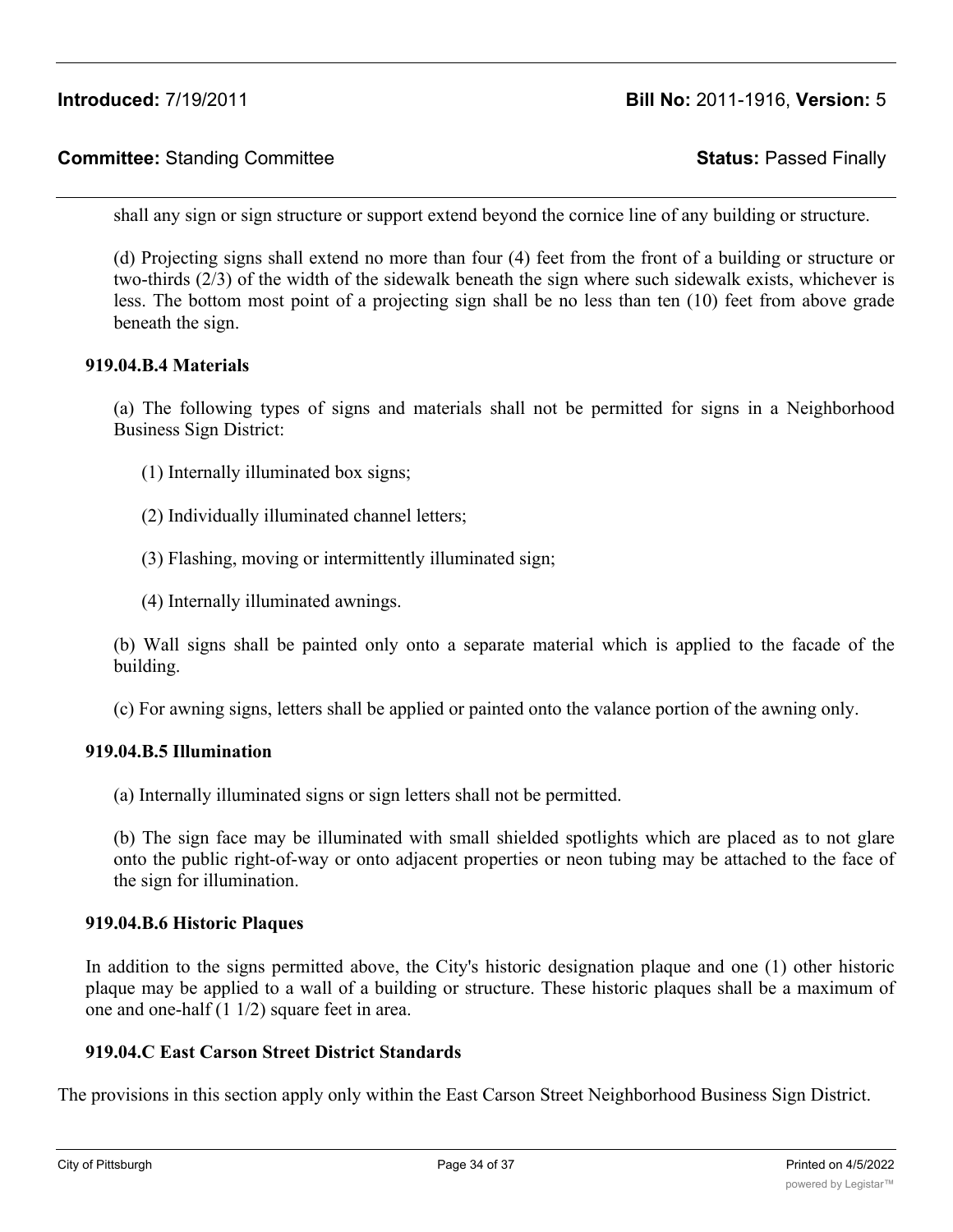shall any sign or sign structure or support extend beyond the cornice line of any building or structure.

(d) Projecting signs shall extend no more than four (4) feet from the front of a building or structure or two-thirds (2/3) of the width of the sidewalk beneath the sign where such sidewalk exists, whichever is less. The bottom most point of a projecting sign shall be no less than ten (10) feet from above grade beneath the sign.

**919.04.B.4 Materials**

(a) The following types of signs and materials shall not be permitted for signs in a Neighborhood Business Sign District:

(1) Internally illuminated box signs;

(2) Individually illuminated channel letters;

(3) Flashing, moving or intermittently illuminated sign;

(4) Internally illuminated awnings.

(b) Wall signs shall be painted only onto a separate material which is applied to the facade of the building.

(c) For awning signs, letters shall be applied or painted onto the valance portion of the awning only.

**919.04.B.5 Illumination**

(a) Internally illuminated signs or sign letters shall not be permitted.

(b) The sign face may be illuminated with small shielded spotlights which are placed as to not glare onto the public right-of-way or onto adjacent properties or neon tubing may be attached to the face of the sign for illumination.

**919.04.B.6 Historic Plaques**

In addition to the signs permitted above, the City's historic designation plaque and one (1) other historic plaque may be applied to a wall of a building or structure. These historic plaques shall be a maximum of one and one-half (1 1/2) square feet in area.

**919.04.C East Carson Street District Standards**

The provisions in this section apply only within the East Carson Street Neighborhood Business Sign District.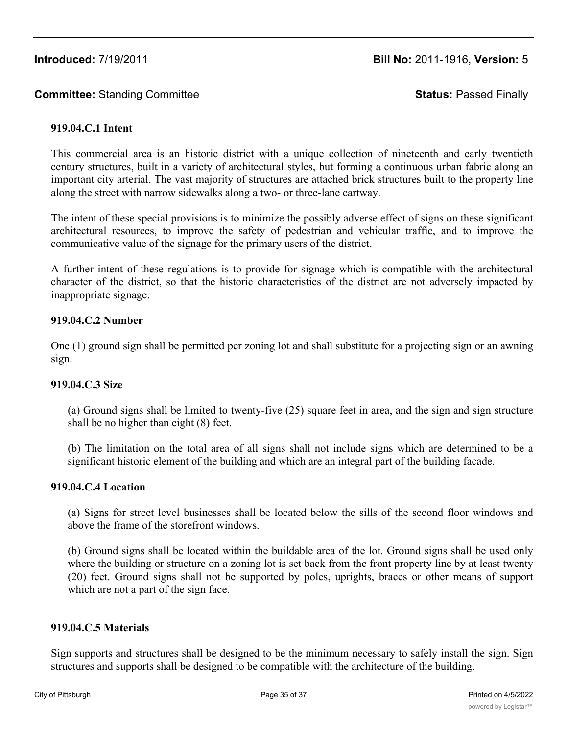**Introduced:** 7/19/2011 **Bill No:** 2011-1916, **Version:** 5

**Committee:** Standing Committee **Status:** Passed Finally

**919.04.C.1 Intent**

This commercial area is an historic district with a unique collection of nineteenth and early twentieth century structures, built in a variety of architectural styles, but forming a continuous urban fabric along an important city arterial. The vast majority of structures are attached brick structures built to the property line along the street with narrow sidewalks along a two- or three-lane cartway.

The intent of these special provisions is to minimize the possibly adverse effect of signs on these significant architectural resources, to improve the safety of pedestrian and vehicular traffic, and to improve the communicative value of the signage for the primary users of the district.

A further intent of these regulations is to provide for signage which is compatible with the architectural character of the district, so that the historic characteristics of the district are not adversely impacted by inappropriate signage.

**919.04.C.2 Number**

One (1) ground sign shall be permitted per zoning lot and shall substitute for a projecting sign or an awning sign.

**919.04.C.3 Size**

(a) Ground signs shall be limited to twenty-five (25) square feet in area, and the sign and sign structure shall be no higher than eight (8) feet.

(b) The limitation on the total area of all signs shall not include signs which are determined to be a significant historic element of the building and which are an integral part of the building facade.

**919.04.C.4 Location**

(a) Signs for street level businesses shall be located below the sills of the second floor windows and above the frame of the storefront windows.

(b) Ground signs shall be located within the buildable area of the lot. Ground signs shall be used only where the building or structure on a zoning lot is set back from the front property line by at least twenty (20) feet. Ground signs shall not be supported by poles, uprights, braces or other means of support which are not a part of the sign face.

**919.04.C.5 Materials**

Sign supports and structures shall be designed to be the minimum necessary to safely install the sign. Sign structures and supports shall be designed to be compatible with the architecture of the building.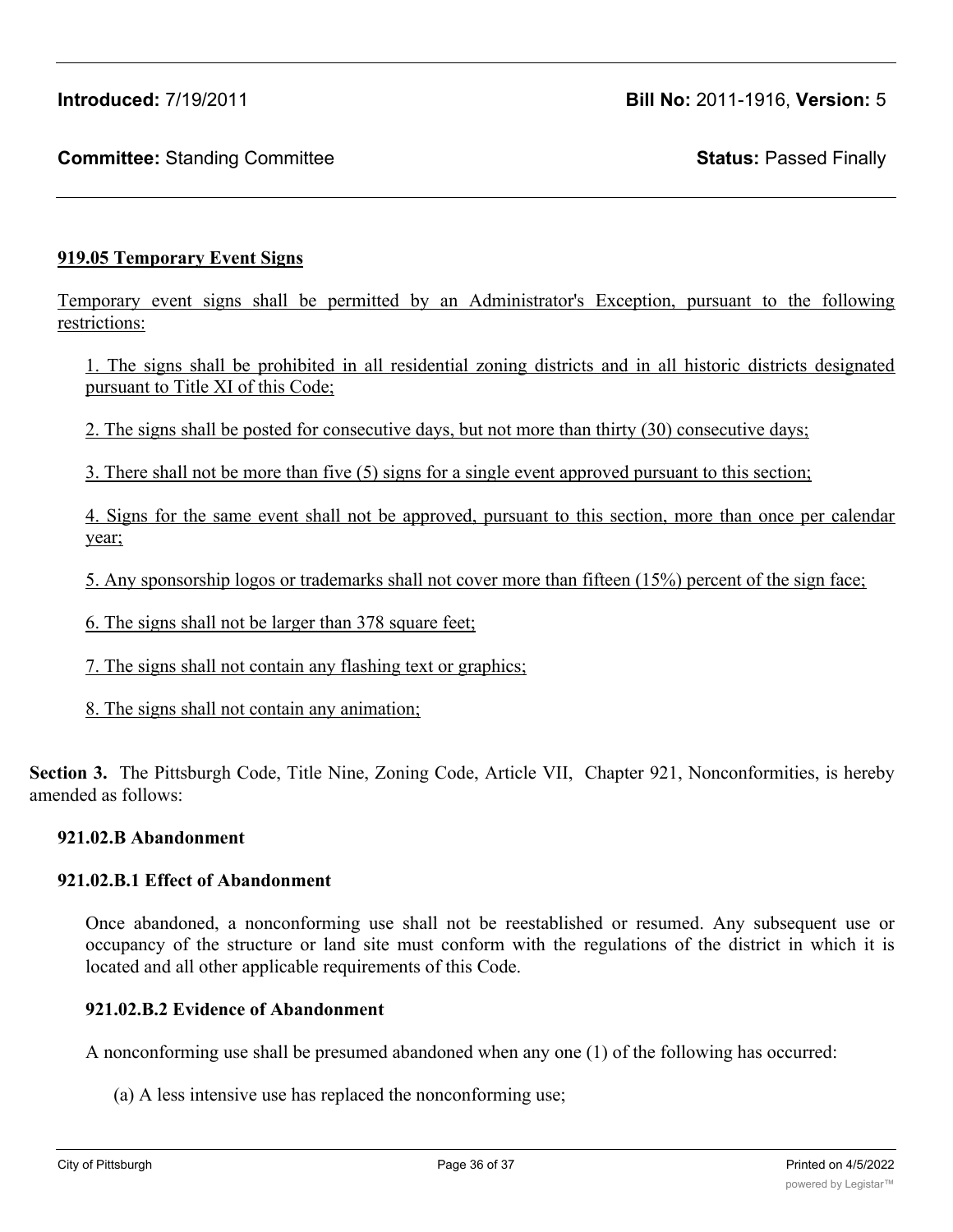**Introduced:** 7/19/2011 **Bill No:** 2011-1916, **Version:** 5

**Committee:** Standing Committee **Status:** Passed Finally

**919.05 Temporary Event Signs**

Temporary event signs shall be permitted by an Administrator's Exception, pursuant to the following restrictions:

1. The signs shall be prohibited in all residential zoning districts and in all historic districts designated pursuant to Title XI of this Code;

2. The signs shall be posted for consecutive days, but not more than thirty (30) consecutive days;

3. There shall not be more than five (5) signs for a single event approved pursuant to this section;

4. Signs for the same event shall not be approved, pursuant to this section, more than once per calendar year;

5. Any sponsorship logos or trademarks shall not cover more than fifteen (15%) percent of the sign face;

6. The signs shall not be larger than 378 square feet;

7. The signs shall not contain any flashing text or graphics;

8. The signs shall not contain any animation;

**Section 3.** The Pittsburgh Code, Title Nine, Zoning Code, Article VII, Chapter 921, Nonconformities, is hereby amended as follows:

**921.02.B Abandonment**

**921.02.B.1 Effect of Abandonment**

Once abandoned, a nonconforming use shall not be reestablished or resumed. Any subsequent use or occupancy of the structure or land site must conform with the regulations of the district in which it is located and all other applicable requirements of this Code.

**921.02.B.2 Evidence of Abandonment**

A nonconforming use shall be presumed abandoned when any one (1) of the following has occurred:

(a) A less intensive use has replaced the nonconforming use;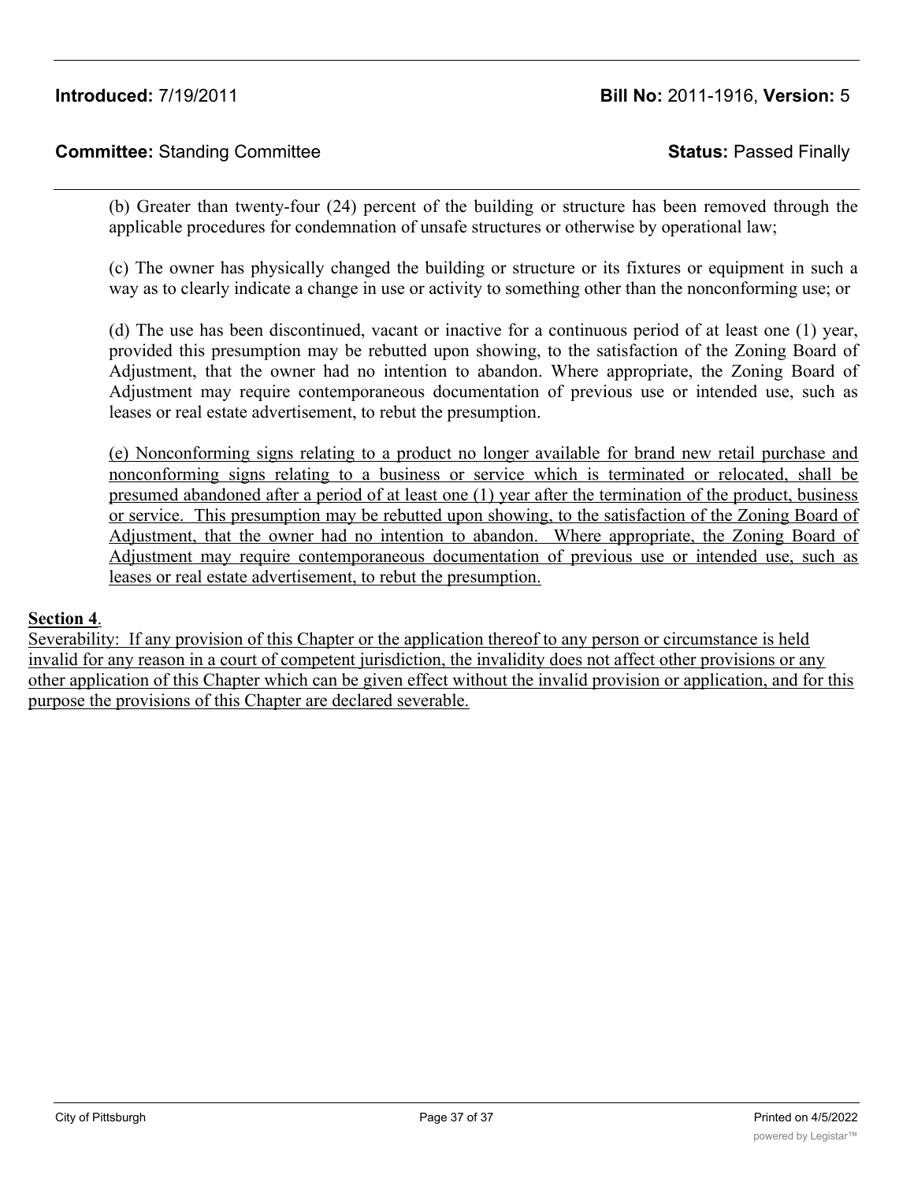(b) Greater than twenty-four (24) percent of the building or structure has been removed through the applicable procedures for condemnation of unsafe structures or otherwise by operational law;

(c) The owner has physically changed the building or structure or its fixtures or equipment in such a way as to clearly indicate a change in use or activity to something other than the nonconforming use; or

(d) The use has been discontinued, vacant or inactive for a continuous period of at least one (1) year, provided this presumption may be rebutted upon showing, to the satisfaction of the Zoning Board of Adjustment, that the owner had no intention to abandon. Where appropriate, the Zoning Board of Adjustment may require contemporaneous documentation of previous use or intended use, such as leases or real estate advertisement, to rebut the presumption.

<u>(e) Nonconforming signs relating to a product no longer available for brand new retail purchase and nonconforming signs relating to a business or service which is terminated or relocated, shall be presumed abandoned after a period of at least one (1) year after the termination of the product, business or service. This presumption may be rebutted upon showing, to the satisfaction of the Zoning Board of Adjustment, that the owner had no intention to abandon. Where appropriate, the Zoning Board of Adjustment may require contemporaneous documentation of previous use or intended use, such as leases or real estate advertisement, to rebut the presumption.</u>

**<u>Section 4</u>**.

<u>Severability: If any provision of this Chapter or the application thereof to any person or circumstance is held invalid for any reason in a court of competent jurisdiction, the invalidity does not affect other provisions or any other application of this Chapter which can be given effect without the invalid provision or application, and for this purpose the provisions of this Chapter are declared severable.</u>